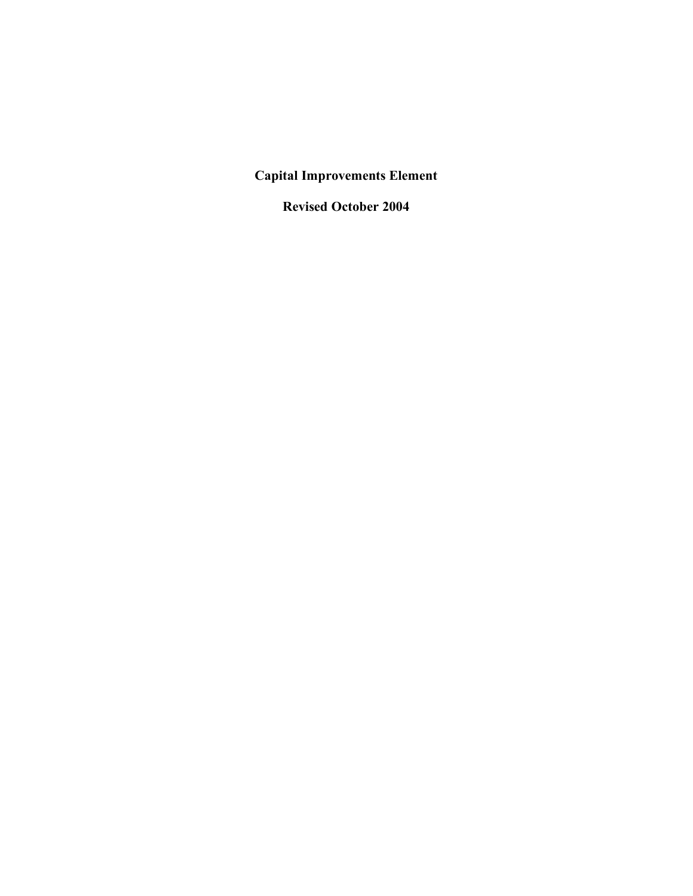# Capital Improvements Element

**Revised October 2004**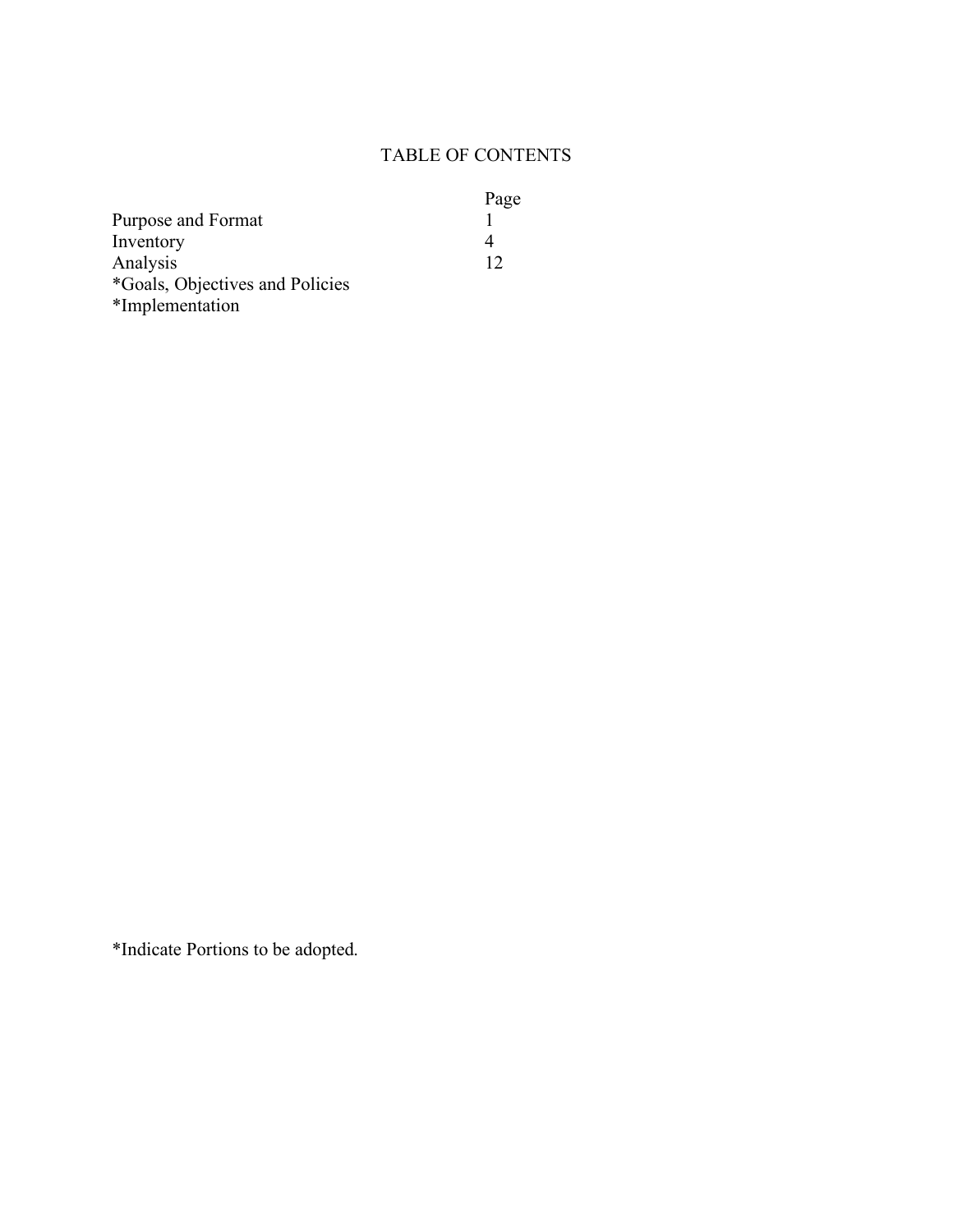# TABLE OF CONTENTS

| | Page |
|---|---|
| Purpose and Format | 1 |
| Inventory | 4 |
| Analysis | 12 |
| *Goals, Objectives and Policies | |
| *Implementation | |

*Indicate Portions to be adopted.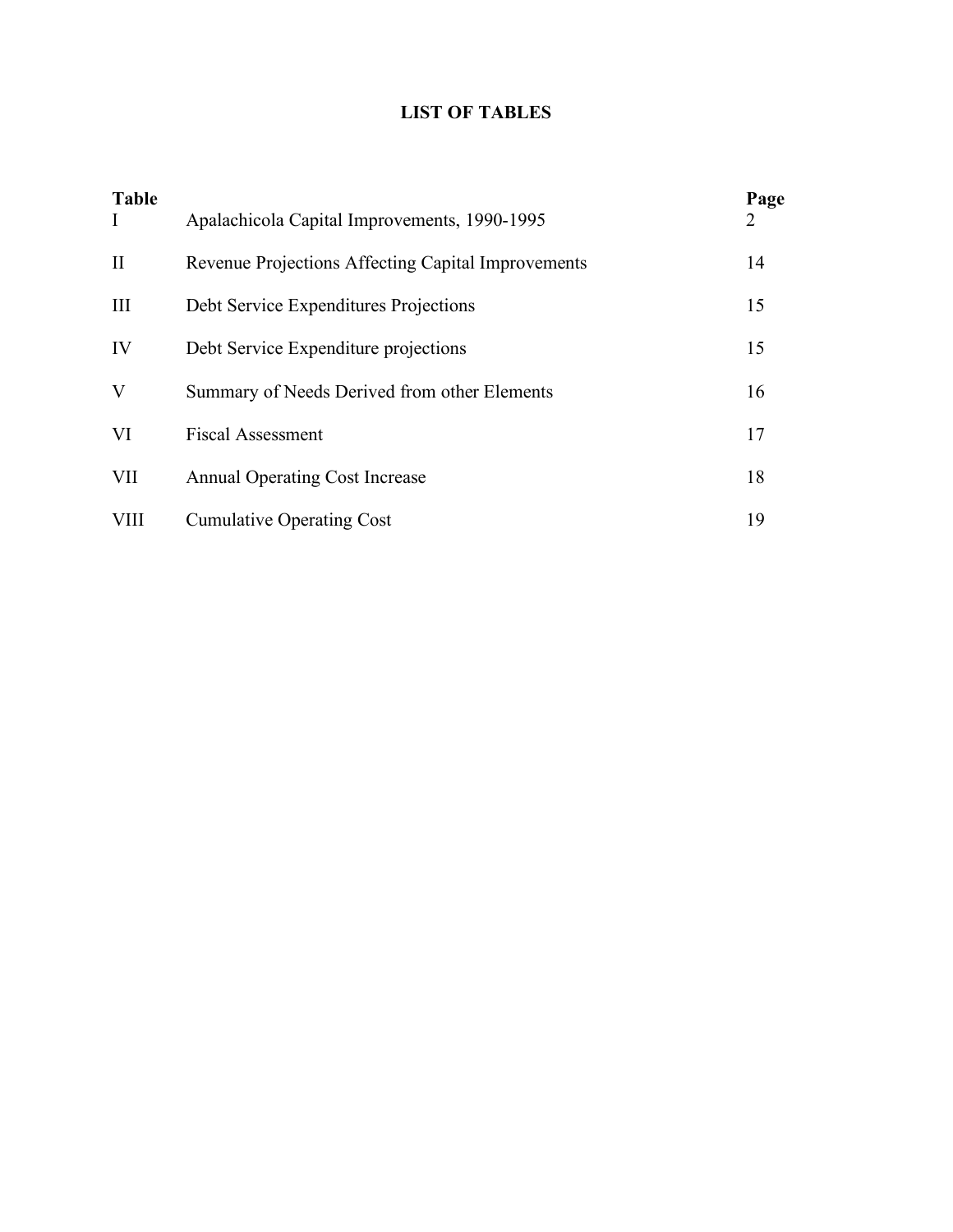# LIST OF TABLES

| Table | | Page |
|---|---|---|
| I | Apalachicola Capital Improvements, 1990-1995 | 2 |
| II | Revenue Projections Affecting Capital Improvements | 14 |
| III | Debt Service Expenditures Projections | 15 |
| IV | Debt Service Expenditure projections | 15 |
| V | Summary of Needs Derived from other Elements | 16 |
| VI | Fiscal Assessment | 17 |
| VII | Annual Operating Cost Increase | 18 |
| VIII | Cumulative Operating Cost | 19 |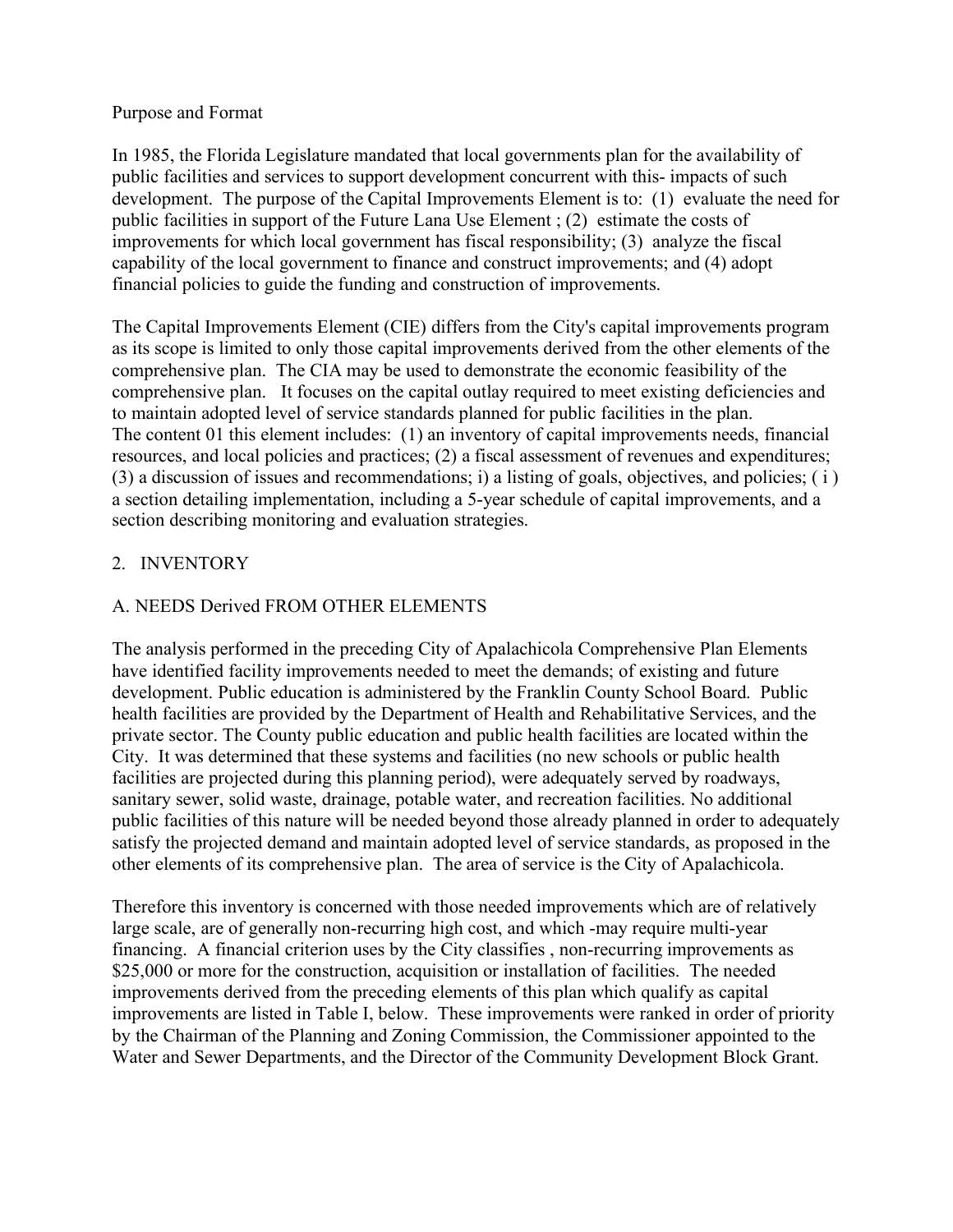Purpose and Format

In 1985, the Florida Legislature mandated that local governments plan for the availability of public facilities and services to support development concurrent with this- impacts of such development. The purpose of the Capital Improvements Element is to: (1) evaluate the need for public facilities in support of the Future Lana Use Element ; (2) estimate the costs of improvements for which local government has fiscal responsibility; (3) analyze the fiscal capability of the local government to finance and construct improvements; and (4) adopt financial policies to guide the funding and construction of improvements.

The Capital Improvements Element (CIE) differs from the City's capital improvements program as its scope is limited to only those capital improvements derived from the other elements of the comprehensive plan. The CIA may be used to demonstrate the economic feasibility of the comprehensive plan. It focuses on the capital outlay required to meet existing deficiencies and to maintain adopted level of service standards planned for public facilities in the plan.
The content 01 this element includes: (1) an inventory of capital improvements needs, financial resources, and local policies and practices; (2) a fiscal assessment of revenues and expenditures; (3) a discussion of issues and recommendations; i) a listing of goals, objectives, and policies; ( i ) a section detailing implementation, including a 5-year schedule of capital improvements, and a section describing monitoring and evaluation strategies.

## 2. INVENTORY

### A. NEEDS Derived FROM OTHER ELEMENTS

The analysis performed in the preceding City of Apalachicola Comprehensive Plan Elements have identified facility improvements needed to meet the demands; of existing and future development. Public education is administered by the Franklin County School Board. Public health facilities are provided by the Department of Health and Rehabilitative Services, and the private sector. The County public education and public health facilities are located within the City. It was determined that these systems and facilities (no new schools or public health facilities are projected during this planning period), were adequately served by roadways, sanitary sewer, solid waste, drainage, potable water, and recreation facilities. No additional public facilities of this nature will be needed beyond those already planned in order to adequately satisfy the projected demand and maintain adopted level of service standards, as proposed in the other elements of its comprehensive plan. The area of service is the City of Apalachicola.

Therefore this inventory is concerned with those needed improvements which are of relatively large scale, are of generally non-recurring high cost, and which -may require multi-year financing. A financial criterion uses by the City classifies , non-recurring improvements as $25,000 or more for the construction, acquisition or installation of facilities. The needed improvements derived from the preceding elements of this plan which qualify as capital improvements are listed in Table I, below. These improvements were ranked in order of priority by the Chairman of the Planning and Zoning Commission, the Commissioner appointed to the Water and Sewer Departments, and the Director of the Community Development Block Grant.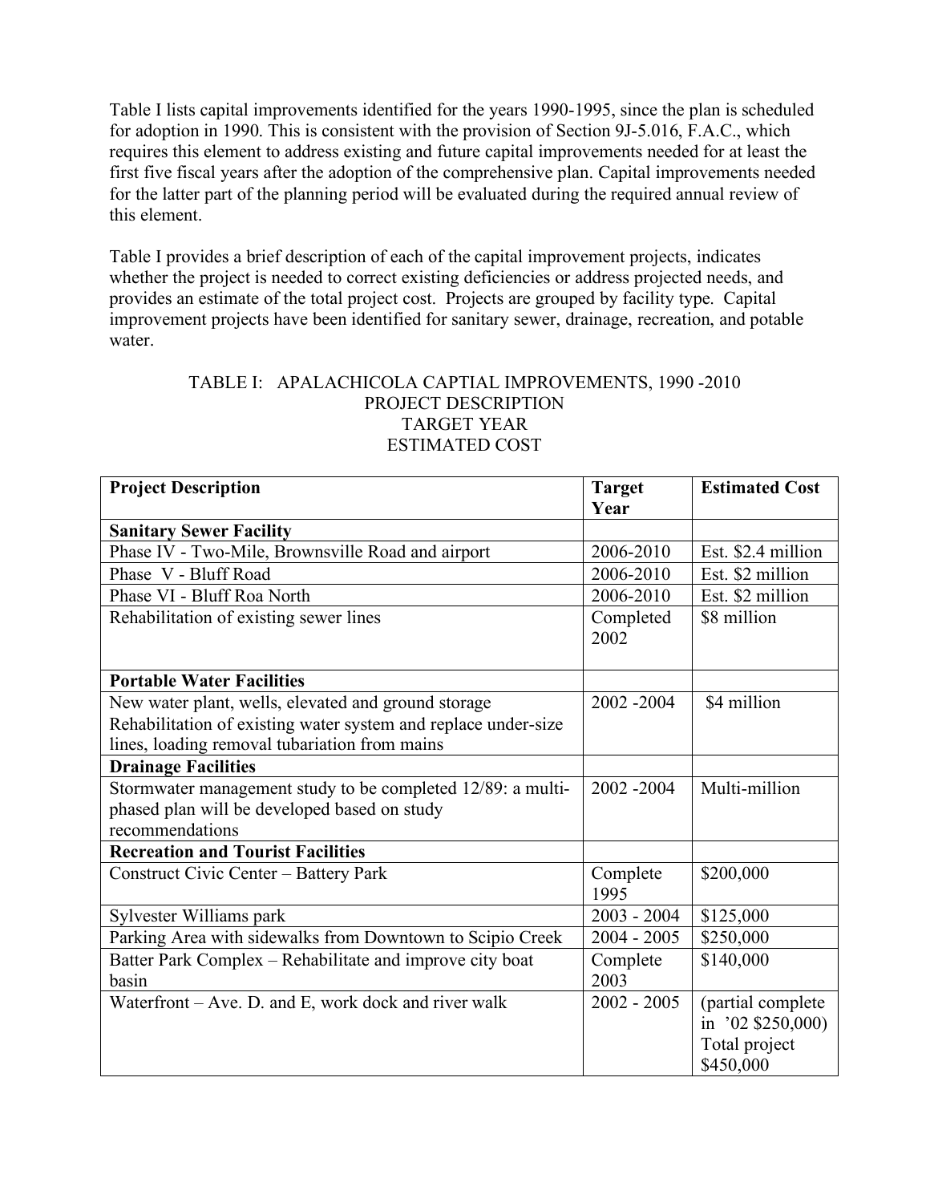Table I lists capital improvements identified for the years 1990-1995, since the plan is scheduled for adoption in 1990. This is consistent with the provision of Section 9J-5.016, F.A.C., which requires this element to address existing and future capital improvements needed for at least the first five fiscal years after the adoption of the comprehensive plan. Capital improvements needed for the latter part of the planning period will be evaluated during the required annual review of this element.

Table I provides a brief description of each of the capital improvement projects, indicates whether the project is needed to correct existing deficiencies or address projected needs, and provides an estimate of the total project cost. Projects are grouped by facility type. Capital improvement projects have been identified for sanitary sewer, drainage, recreation, and potable water.

TABLE I: APALACHICOLA CAPTIAL IMPROVEMENTS, 1990 -2010
PROJECT DESCRIPTION
TARGET YEAR
ESTIMATED COST

| **Project Description** | **Target Year** | **Estimated Cost** |
|---|---|---|
| **Sanitary Sewer Facility** | | |
| Phase IV - Two-Mile, Brownsville Road and airport | 2006-2010 | Est. $2.4 million |
| Phase V - Bluff Road | 2006-2010 | Est. $2 million |
| Phase VI - Bluff Roa North | 2006-2010 | Est. $2 million |
| Rehabilitation of existing sewer lines | Completed 2002 | $8 million |
| **Portable Water Facilities** | | |
| New water plant, wells, elevated and ground storage Rehabilitation of existing water system and replace under-size lines, loading removal tubariation from mains | 2002 -2004 | $4 million |
| **Drainage Facilities** | | |
| Stormwater management study to be completed 12/89: a multi-phased plan will be developed based on study recommendations | 2002 -2004 | Multi-million |
| **Recreation and Tourist Facilities** | | |
| Construct Civic Center – Battery Park | Complete 1995 | $200,000 |
| Sylvester Williams park | 2003 - 2004 | $125,000 |
| Parking Area with sidewalks from Downtown to Scipio Creek | 2004 - 2005 | $250,000 |
| Batter Park Complex – Rehabilitate and improve city boat basin | Complete 2003 | $140,000 |
| Waterfront – Ave. D. and E, work dock and river walk | 2002 - 2005 | (partial complete in '02 $250,000) Total project $450,000 |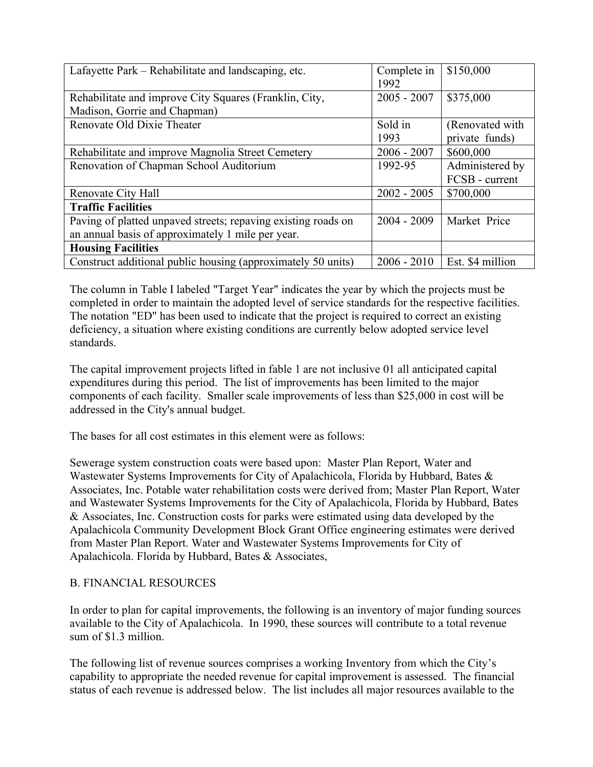| Lafayette Park – Rehabilitate and landscaping, etc. | Complete in 1992 | $150,000 |
|---|---|---|
| Rehabilitate and improve City Squares (Franklin, City, Madison, Gorrie and Chapman) | 2005 - 2007 | $375,000 |
| Renovate Old Dixie Theater | Sold in 1993 | (Renovated with private funds) |
| Rehabilitate and improve Magnolia Street Cemetery | 2006 - 2007 | $600,000 |
| Renovation of Chapman School Auditorium | 1992-95 | Administered by FCSB - current |
| Renovate City Hall | 2002 - 2005 | $700,000 |
| **Traffic Facilities** | | |
| Paving of platted unpaved streets; repaving existing roads on an annual basis of approximately 1 mile per year. | 2004 - 2009 | Market Price |
| **Housing Facilities** | | |
| Construct additional public housing (approximately 50 units) | 2006 - 2010 | Est. $4 million |

The column in Table I labeled "Target Year" indicates the year by which the projects must be completed in order to maintain the adopted level of service standards for the respective facilities. The notation "ED" has been used to indicate that the project is required to correct an existing deficiency, a situation where existing conditions are currently below adopted service level standards.

The capital improvement projects lifted in fable 1 are not inclusive 01 all anticipated capital expenditures during this period. The list of improvements has been limited to the major components of each facility. Smaller scale improvements of less than $25,000 in cost will be addressed in the City's annual budget.

The bases for all cost estimates in this element were as follows:

Sewerage system construction coats were based upon: Master Plan Report, Water and Wastewater Systems Improvements for City of Apalachicola, Florida by Hubbard, Bates & Associates, Inc. Potable water rehabilitation costs were derived from; Master Plan Report, Water and Wastewater Systems Improvements for the City of Apalachicola, Florida by Hubbard, Bates & Associates, Inc. Construction costs for parks were estimated using data developed by the Apalachicola Community Development Block Grant Office engineering estimates were derived from Master Plan Report. Water and Wastewater Systems Improvements for City of Apalachicola. Florida by Hubbard, Bates & Associates,

B. FINANCIAL RESOURCES

In order to plan for capital improvements, the following is an inventory of major funding sources available to the City of Apalachicola. In 1990, these sources will contribute to a total revenue sum of $1.3 million.

The following list of revenue sources comprises a working Inventory from which the City's capability to appropriate the needed revenue for capital improvement is assessed. The financial status of each revenue is addressed below. The list includes all major resources available to the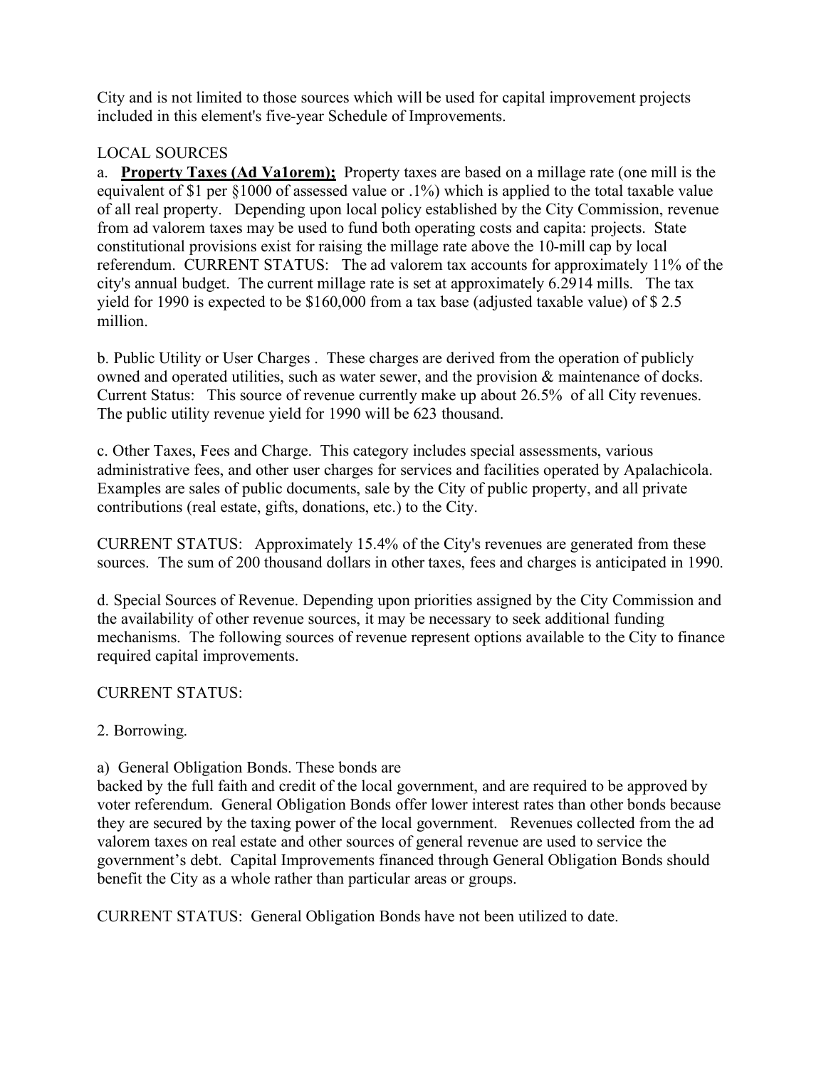City and is not limited to those sources which will be used for capital improvement projects included in this element's five-year Schedule of Improvements.

LOCAL SOURCES

a. **Property Taxes (Ad Va1orem);** Property taxes are based on a millage rate (one mill is the equivalent of $1 per §1000 of assessed value or .1%) which is applied to the total taxable value of all real property. Depending upon local policy established by the City Commission, revenue from ad valorem taxes may be used to fund both operating costs and capita: projects. State constitutional provisions exist for raising the millage rate above the 10-mill cap by local referendum. CURRENT STATUS: The ad valorem tax accounts for approximately 11% of the city's annual budget. The current millage rate is set at approximately 6.2914 mills. The tax yield for 1990 is expected to be $160,000 from a tax base (adjusted taxable value) of $ 2.5 million.

b. Public Utility or User Charges . These charges are derived from the operation of publicly owned and operated utilities, such as water sewer, and the provision & maintenance of docks. Current Status: This source of revenue currently make up about 26.5% of all City revenues. The public utility revenue yield for 1990 will be 623 thousand.

c. Other Taxes, Fees and Charge. This category includes special assessments, various administrative fees, and other user charges for services and facilities operated by Apalachicola. Examples are sales of public documents, sale by the City of public property, and all private contributions (real estate, gifts, donations, etc.) to the City.

CURRENT STATUS: Approximately 15.4% of the City's revenues are generated from these sources. The sum of 200 thousand dollars in other taxes, fees and charges is anticipated in 1990.

d. Special Sources of Revenue. Depending upon priorities assigned by the City Commission and the availability of other revenue sources, it may be necessary to seek additional funding mechanisms. The following sources of revenue represent options available to the City to finance required capital improvements.

CURRENT STATUS:

2. Borrowing.

a) General Obligation Bonds. These bonds are backed by the full faith and credit of the local government, and are required to be approved by voter referendum. General Obligation Bonds offer lower interest rates than other bonds because they are secured by the taxing power of the local government. Revenues collected from the ad valorem taxes on real estate and other sources of general revenue are used to service the government's debt. Capital Improvements financed through General Obligation Bonds should benefit the City as a whole rather than particular areas or groups.

CURRENT STATUS: General Obligation Bonds have not been utilized to date.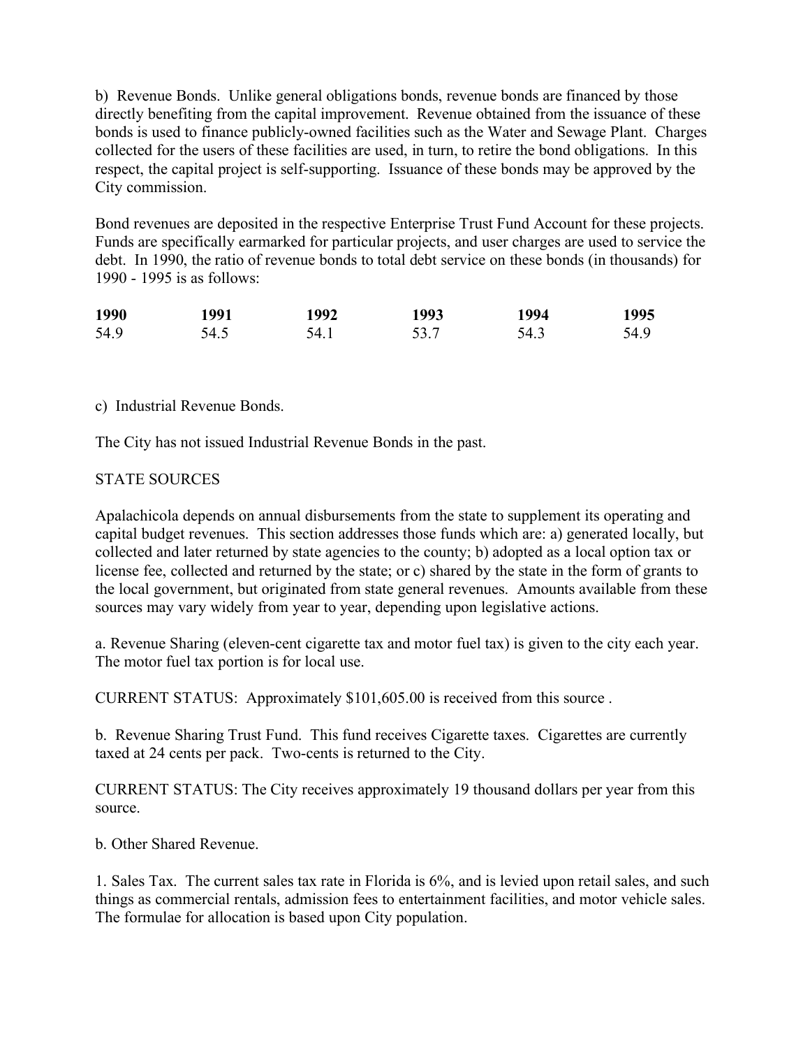b) Revenue Bonds. Unlike general obligations bonds, revenue bonds are financed by those directly benefiting from the capital improvement. Revenue obtained from the issuance of these bonds is used to finance publicly-owned facilities such as the Water and Sewage Plant. Charges collected for the users of these facilities are used, in turn, to retire the bond obligations. In this respect, the capital project is self-supporting. Issuance of these bonds may be approved by the City commission.

Bond revenues are deposited in the respective Enterprise Trust Fund Account for these projects. Funds are specifically earmarked for particular projects, and user charges are used to service the debt. In 1990, the ratio of revenue bonds to total debt service on these bonds (in thousands) for 1990 - 1995 is as follows:

| **1990** | **1991** | **1992** | **1993** | **1994** | **1995** |
|---|---|---|---|---|---|
| 54.9 | 54.5 | 54.1 | 53.7 | 54.3 | 54.9 |

c) Industrial Revenue Bonds.

The City has not issued Industrial Revenue Bonds in the past.

STATE SOURCES

Apalachicola depends on annual disbursements from the state to supplement its operating and capital budget revenues. This section addresses those funds which are: a) generated locally, but collected and later returned by state agencies to the county; b) adopted as a local option tax or license fee, collected and returned by the state; or c) shared by the state in the form of grants to the local government, but originated from state general revenues. Amounts available from these sources may vary widely from year to year, depending upon legislative actions.

a. Revenue Sharing (eleven-cent cigarette tax and motor fuel tax) is given to the city each year. The motor fuel tax portion is for local use.

CURRENT STATUS: Approximately $101,605.00 is received from this source .

b. Revenue Sharing Trust Fund. This fund receives Cigarette taxes. Cigarettes are currently taxed at 24 cents per pack. Two-cents is returned to the City.

CURRENT STATUS: The City receives approximately 19 thousand dollars per year from this source.

b. Other Shared Revenue.

1. Sales Tax. The current sales tax rate in Florida is 6%, and is levied upon retail sales, and such things as commercial rentals, admission fees to entertainment facilities, and motor vehicle sales. The formulae for allocation is based upon City population.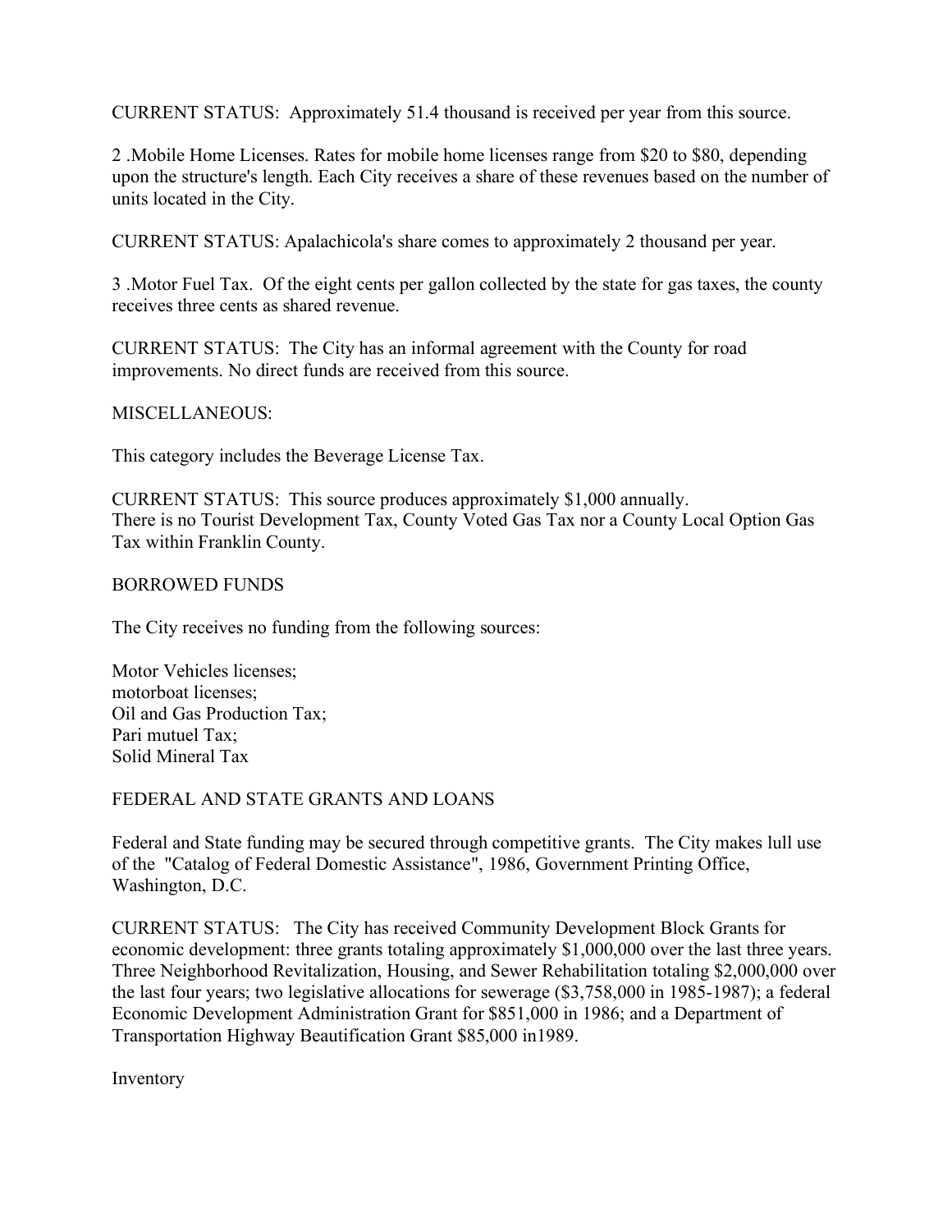CURRENT STATUS: Approximately 51.4 thousand is received per year from this source.

2 .Mobile Home Licenses. Rates for mobile home licenses range from $20 to $80, depending upon the structure's length. Each City receives a share of these revenues based on the number of units located in the City.

CURRENT STATUS: Apalachicola's share comes to approximately 2 thousand per year.

3 .Motor Fuel Tax. Of the eight cents per gallon collected by the state for gas taxes, the county receives three cents as shared revenue.

CURRENT STATUS: The City has an informal agreement with the County for road improvements. No direct funds are received from this source.

MISCELLANEOUS:

This category includes the Beverage License Tax.

CURRENT STATUS: This source produces approximately $1,000 annually.
There is no Tourist Development Tax, County Voted Gas Tax nor a County Local Option Gas Tax within Franklin County.

BORROWED FUNDS

The City receives no funding from the following sources:

Motor Vehicles licenses;
motorboat licenses;
Oil and Gas Production Tax;
Pari mutuel Tax;
Solid Mineral Tax

FEDERAL AND STATE GRANTS AND LOANS

Federal and State funding may be secured through competitive grants. The City makes lull use of the "Catalog of Federal Domestic Assistance", 1986, Government Printing Office, Washington, D.C.

CURRENT STATUS: The City has received Community Development Block Grants for economic development: three grants totaling approximately $1,000,000 over the last three years. Three Neighborhood Revitalization, Housing, and Sewer Rehabilitation totaling $2,000,000 over the last four years; two legislative allocations for sewerage ($3,758,000 in 1985-1987); a federal Economic Development Administration Grant for $851,000 in 1986; and a Department of Transportation Highway Beautification Grant $85,000 in1989.

Inventory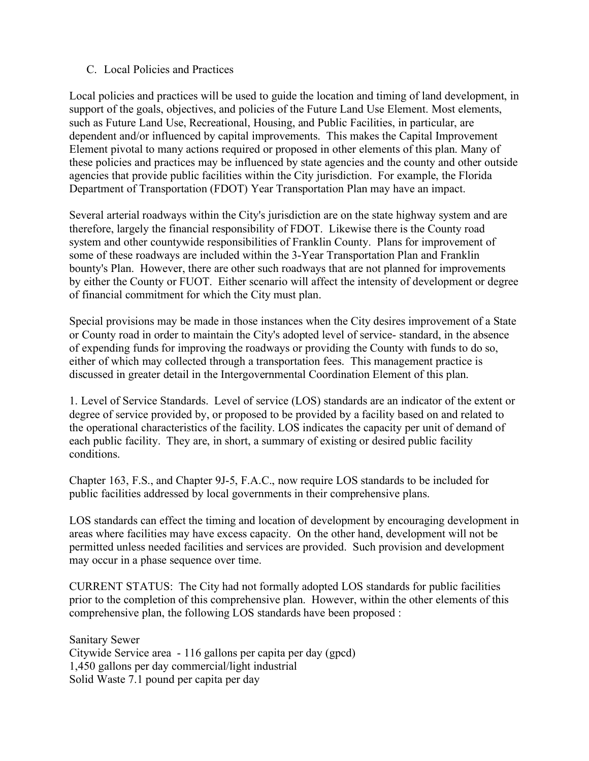C. Local Policies and Practices

Local policies and practices will be used to guide the location and timing of land development, in support of the goals, objectives, and policies of the Future Land Use Element. Most elements, such as Future Land Use, Recreational, Housing, and Public Facilities, in particular, are dependent and/or influenced by capital improvements. This makes the Capital Improvement Element pivotal to many actions required or proposed in other elements of this plan. Many of these policies and practices may be influenced by state agencies and the county and other outside agencies that provide public facilities within the City jurisdiction. For example, the Florida Department of Transportation (FDOT) Year Transportation Plan may have an impact.

Several arterial roadways within the City's jurisdiction are on the state highway system and are therefore, largely the financial responsibility of FDOT. Likewise there is the County road system and other countywide responsibilities of Franklin County. Plans for improvement of some of these roadways are included within the 3-Year Transportation Plan and Franklin bounty's Plan. However, there are other such roadways that are not planned for improvements by either the County or FUOT. Either scenario will affect the intensity of development or degree of financial commitment for which the City must plan.

Special provisions may be made in those instances when the City desires improvement of a State or County road in order to maintain the City's adopted level of service- standard, in the absence of expending funds for improving the roadways or providing the County with funds to do so, either of which may collected through a transportation fees. This management practice is discussed in greater detail in the Intergovernmental Coordination Element of this plan.

1. Level of Service Standards. Level of service (LOS) standards are an indicator of the extent or degree of service provided by, or proposed to be provided by a facility based on and related to the operational characteristics of the facility. LOS indicates the capacity per unit of demand of each public facility. They are, in short, a summary of existing or desired public facility conditions.

Chapter 163, F.S., and Chapter 9J-5, F.A.C., now require LOS standards to be included for public facilities addressed by local governments in their comprehensive plans.

LOS standards can effect the timing and location of development by encouraging development in areas where facilities may have excess capacity. On the other hand, development will not be permitted unless needed facilities and services are provided. Such provision and development may occur in a phase sequence over time.

CURRENT STATUS: The City had not formally adopted LOS standards for public facilities prior to the completion of this comprehensive plan. However, within the other elements of this comprehensive plan, the following LOS standards have been proposed :

Sanitary Sewer
Citywide Service area - 116 gallons per capita per day (gpcd)
1,450 gallons per day commercial/light industrial
Solid Waste 7.1 pound per capita per day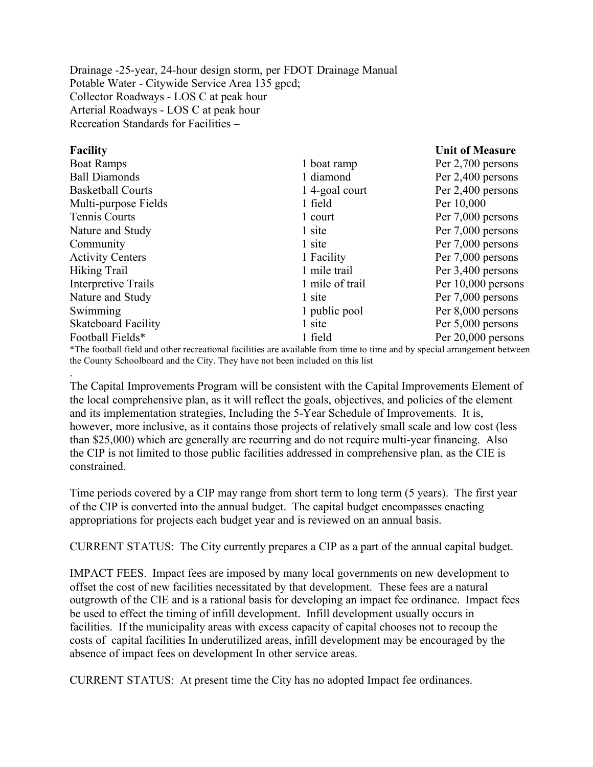Drainage -25-year, 24-hour design storm, per FDOT Drainage Manual
Potable Water - Citywide Service Area 135 gpcd;
Collector Roadways - LOS C at peak hour
Arterial Roadways - LOS C at peak hour
Recreation Standards for Facilities –

| **Facility** | | **Unit of Measure** |
|---|---|---|
| Boat Ramps | 1 boat ramp | Per 2,700 persons |
| Ball Diamonds | 1 diamond | Per 2,400 persons |
| Basketball Courts | 1 4-goal court | Per 2,400 persons |
| Multi-purpose Fields | 1 field | Per 10,000 |
| Tennis Courts | 1 court | Per 7,000 persons |
| Nature and Study | 1 site | Per 7,000 persons |
| Community | 1 site | Per 7,000 persons |
| Activity Centers | 1 Facility | Per 7,000 persons |
| Hiking Trail | 1 mile trail | Per 3,400 persons |
| Interpretive Trails | 1 mile of trail | Per 10,000 persons |
| Nature and Study | 1 site | Per 7,000 persons |
| Swimming | 1 public pool | Per 8,000 persons |
| Skateboard Facility | 1 site | Per 5,000 persons |
| Football Fields* | 1 field | Per 20,000 persons |

*The football field and other recreational facilities are available from time to time and by special arrangement between the County Schoolboard and the City. They have not been included on this list

.
The Capital Improvements Program will be consistent with the Capital Improvements Element of the local comprehensive plan, as it will reflect the goals, objectives, and policies of the element and its implementation strategies, Including the 5-Year Schedule of Improvements. It is, however, more inclusive, as it contains those projects of relatively small scale and low cost (less than $25,000) which are generally are recurring and do not require multi-year financing. Also the CIP is not limited to those public facilities addressed in comprehensive plan, as the CIE is constrained.

Time periods covered by a CIP may range from short term to long term (5 years). The first year of the CIP is converted into the annual budget. The capital budget encompasses enacting appropriations for projects each budget year and is reviewed on an annual basis.

CURRENT STATUS: The City currently prepares a CIP as a part of the annual capital budget.

IMPACT FEES. Impact fees are imposed by many local governments on new development to offset the cost of new facilities necessitated by that development. These fees are a natural outgrowth of the CIE and is a rational basis for developing an impact fee ordinance. Impact fees be used to effect the timing of infill development. Infill development usually occurs in facilities. If the municipality areas with excess capacity of capital chooses not to recoup the costs of capital facilities In underutilized areas, infill development may be encouraged by the absence of impact fees on development In other service areas.

CURRENT STATUS: At present time the City has no adopted Impact fee ordinances.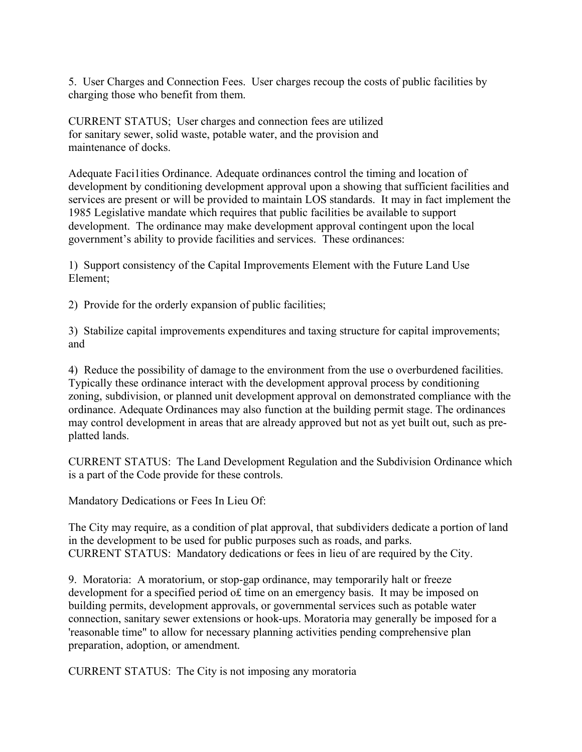5. User Charges and Connection Fees. User charges recoup the costs of public facilities by charging those who benefit from them.

CURRENT STATUS; User charges and connection fees are utilized for sanitary sewer, solid waste, potable water, and the provision and maintenance of docks.

Adequate Faci1ities Ordinance. Adequate ordinances control the timing and location of development by conditioning development approval upon a showing that sufficient facilities and services are present or will be provided to maintain LOS standards. It may in fact implement the 1985 Legislative mandate which requires that public facilities be available to support development. The ordinance may make development approval contingent upon the local government's ability to provide facilities and services. These ordinances:

1) Support consistency of the Capital Improvements Element with the Future Land Use Element;

2) Provide for the orderly expansion of public facilities;

3) Stabilize capital improvements expenditures and taxing structure for capital improvements; and

4) Reduce the possibility of damage to the environment from the use o overburdened facilities. Typically these ordinance interact with the development approval process by conditioning zoning, subdivision, or planned unit development approval on demonstrated compliance with the ordinance. Adequate Ordinances may also function at the building permit stage. The ordinances may control development in areas that are already approved but not as yet built out, such as pre-platted lands.

CURRENT STATUS: The Land Development Regulation and the Subdivision Ordinance which is a part of the Code provide for these controls.

Mandatory Dedications or Fees In Lieu Of:

The City may require, as a condition of plat approval, that subdividers dedicate a portion of land in the development to be used for public purposes such as roads, and parks.
CURRENT STATUS: Mandatory dedications or fees in lieu of are required by the City.

9. Moratoria: A moratorium, or stop-gap ordinance, may temporarily halt or freeze development for a specified period o£ time on an emergency basis. It may be imposed on building permits, development approvals, or governmental services such as potable water connection, sanitary sewer extensions or hook-ups. Moratoria may generally be imposed for a 'reasonable time" to allow for necessary planning activities pending comprehensive plan preparation, adoption, or amendment.

CURRENT STATUS: The City is not imposing any moratoria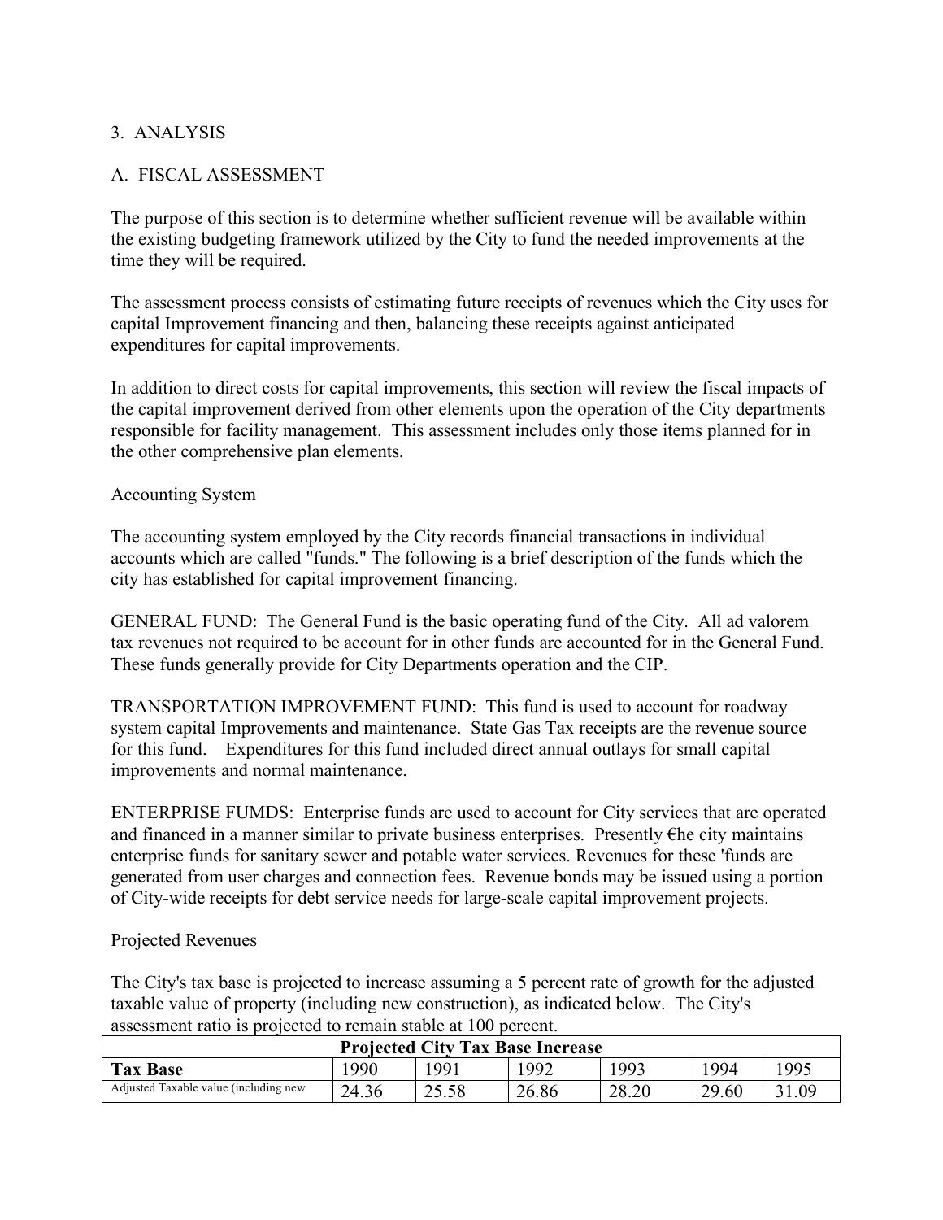## 3. ANALYSIS

### A. FISCAL ASSESSMENT

The purpose of this section is to determine whether sufficient revenue will be available within the existing budgeting framework utilized by the City to fund the needed improvements at the time they will be required.

The assessment process consists of estimating future receipts of revenues which the City uses for capital Improvement financing and then, balancing these receipts against anticipated expenditures for capital improvements.

In addition to direct costs for capital improvements, this section will review the fiscal impacts of the capital improvement derived from other elements upon the operation of the City departments responsible for facility management. This assessment includes only those items planned for in the other comprehensive plan elements.

Accounting System

The accounting system employed by the City records financial transactions in individual accounts which are called "funds." The following is a brief description of the funds which the city has established for capital improvement financing.

GENERAL FUND: The General Fund is the basic operating fund of the City. All ad valorem tax revenues not required to be account for in other funds are accounted for in the General Fund. These funds generally provide for City Departments operation and the CIP.

TRANSPORTATION IMPROVEMENT FUND: This fund is used to account for roadway system capital Improvements and maintenance. State Gas Tax receipts are the revenue source for this fund. Expenditures for this fund included direct annual outlays for small capital improvements and normal maintenance.

ENTERPRISE FUMDS: Enterprise funds are used to account for City services that are operated and financed in a manner similar to private business enterprises. Presently €he city maintains enterprise funds for sanitary sewer and potable water services. Revenues for these 'funds are generated from user charges and connection fees. Revenue bonds may be issued using a portion of City-wide receipts for debt service needs for large-scale capital improvement projects.

Projected Revenues

The City's tax base is projected to increase assuming a 5 percent rate of growth for the adjusted taxable value of property (including new construction), as indicated below. The City's assessment ratio is projected to remain stable at 100 percent.

| Projected City Tax Base Increase | | | | | | |
|---|---|---|---|---|---|---|
| **Tax Base** | 1990 | 1991 | 1992 | 1993 | 1994 | 1995 |
| Adjusted Taxable value (including new | 24.36 | 25.58 | 26.86 | 28.20 | 29.60 | 31.09 |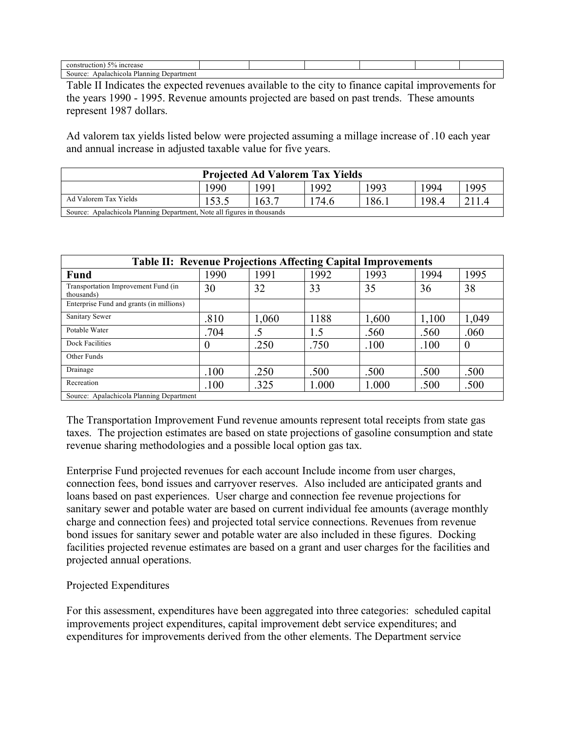| construction) 5% increase | | | | | | |
|---|---|---|---|---|---|---|
| Source: Apalachicola Planning Department | | | | | | |

Table II Indicates the expected revenues available to the city to finance capital improvements for the years 1990 - 1995. Revenue amounts projected are based on past trends. These amounts represent 1987 dollars.

Ad valorem tax yields listed below were projected assuming a millage increase of .10 each year and annual increase in adjusted taxable value for five years.

| Projected Ad Valorem Tax Yields | | | | | | |
|---|---|---|---|---|---|---|
| | 1990 | 1991 | 1992 | 1993 | 1994 | 1995 |
| Ad Valorem Tax Yields | 153.5 | 163.7 | 174.6 | 186.1 | 198.4 | 211.4 |
| Source: Apalachicola Planning Department, Note all figures in thousands | | | | | | |

| Table II: Revenue Projections Affecting Capital Improvements | | | | | | |
|---|---|---|---|---|---|---|
| **Fund** | 1990 | 1991 | 1992 | 1993 | 1994 | 1995 |
| Transportation Improvement Fund (in thousands) | 30 | 32 | 33 | 35 | 36 | 38 |
| Enterprise Fund and grants (in millions) | | | | | | |
| Sanitary Sewer | .810 | 1,060 | 1188 | 1,600 | 1,100 | 1,049 |
| Potable Water | .704 | .5 | 1.5 | .560 | .560 | .060 |
| Dock Facilities | 0 | .250 | .750 | .100 | .100 | 0 |
| Other Funds | | | | | | |
| Drainage | .100 | .250 | .500 | .500 | .500 | .500 |
| Recreation | .100 | .325 | 1.000 | 1.000 | .500 | .500 |
| Source: Apalachicola Planning Department | | | | | | |

The Transportation Improvement Fund revenue amounts represent total receipts from state gas taxes. The projection estimates are based on state projections of gasoline consumption and state revenue sharing methodologies and a possible local option gas tax.

Enterprise Fund projected revenues for each account Include income from user charges, connection fees, bond issues and carryover reserves. Also included are anticipated grants and loans based on past experiences. User charge and connection fee revenue projections for sanitary sewer and potable water are based on current individual fee amounts (average monthly charge and connection fees) and projected total service connections. Revenues from revenue bond issues for sanitary sewer and potable water are also included in these figures. Docking facilities projected revenue estimates are based on a grant and user charges for the facilities and projected annual operations.

Projected Expenditures

For this assessment, expenditures have been aggregated into three categories: scheduled capital improvements project expenditures, capital improvement debt service expenditures; and expenditures for improvements derived from the other elements. The Department service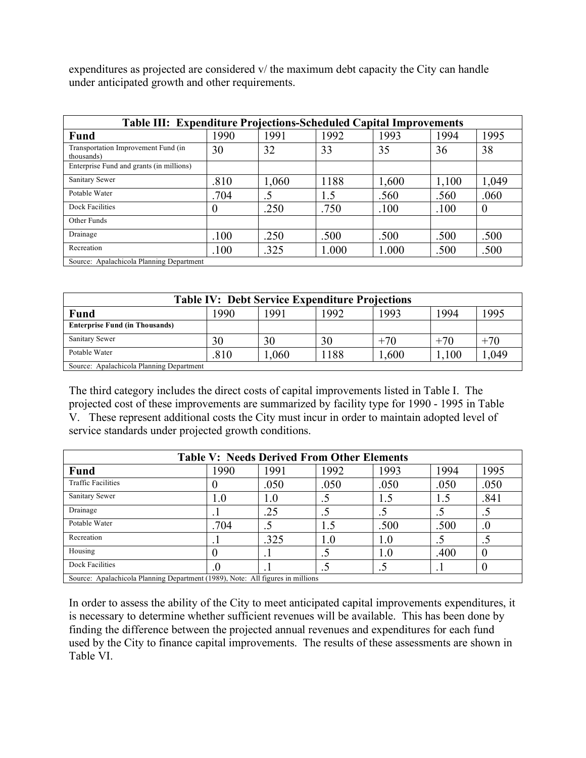expenditures as projected are considered v/ the maximum debt capacity the City can handle under anticipated growth and other requirements.

| Table III: Expenditure Projections-Scheduled Capital Improvements | | | | | | |
|---|---|---|---|---|---|---|
| **Fund** | 1990 | 1991 | 1992 | 1993 | 1994 | 1995 |
| Transportation Improvement Fund (in thousands) | 30 | 32 | 33 | 35 | 36 | 38 |
| Enterprise Fund and grants (in millions) | | | | | | |
| Sanitary Sewer | .810 | 1,060 | 1188 | 1,600 | 1,100 | 1,049 |
| Potable Water | .704 | .5 | 1.5 | .560 | .560 | .060 |
| Dock Facilities | 0 | .250 | .750 | .100 | .100 | 0 |
| Other Funds | | | | | | |
| Drainage | .100 | .250 | .500 | .500 | .500 | .500 |
| Recreation | .100 | .325 | 1.000 | 1.000 | .500 | .500 |
| Source: Apalachicola Planning Department | | | | | | |

| Table IV: Debt Service Expenditure Projections | | | | | | |
|---|---|---|---|---|---|---|
| **Fund** | 1990 | 1991 | 1992 | 1993 | 1994 | 1995 |
| **Enterprise Fund (in Thousands)** | | | | | | |
| Sanitary Sewer | 30 | 30 | 30 | +70 | +70 | +70 |
| Potable Water | .810 | 1,060 | 1188 | 1,600 | 1,100 | 1,049 |
| Source: Apalachicola Planning Department | | | | | | |

The third category includes the direct costs of capital improvements listed in Table I. The projected cost of these improvements are summarized by facility type for 1990 - 1995 in Table V. These represent additional costs the City must incur in order to maintain adopted level of service standards under projected growth conditions.

| Table V: Needs Derived From Other Elements | | | | | | |
|---|---|---|---|---|---|---|
| **Fund** | 1990 | 1991 | 1992 | 1993 | 1994 | 1995 |
| Traffic Facilities | 0 | .050 | .050 | .050 | .050 | .050 |
| Sanitary Sewer | 1.0 | 1.0 | .5 | 1.5 | 1.5 | .841 |
| Drainage | .1 | .25 | .5 | .5 | .5 | .5 |
| Potable Water | .704 | .5 | 1.5 | .500 | .500 | .0 |
| Recreation | .1 | .325 | 1.0 | 1.0 | .5 | .5 |
| Housing | 0 | .1 | .5 | 1.0 | .400 | 0 |
| Dock Facilities | .0 | .1 | .5 | .5 | .1 | 0 |
| Source: Apalachicola Planning Department (1989), Note: All figures in millions | | | | | | |

In order to assess the ability of the City to meet anticipated capital improvements expenditures, it is necessary to determine whether sufficient revenues will be available. This has been done by finding the difference between the projected annual revenues and expenditures for each fund used by the City to finance capital improvements. The results of these assessments are shown in Table VI.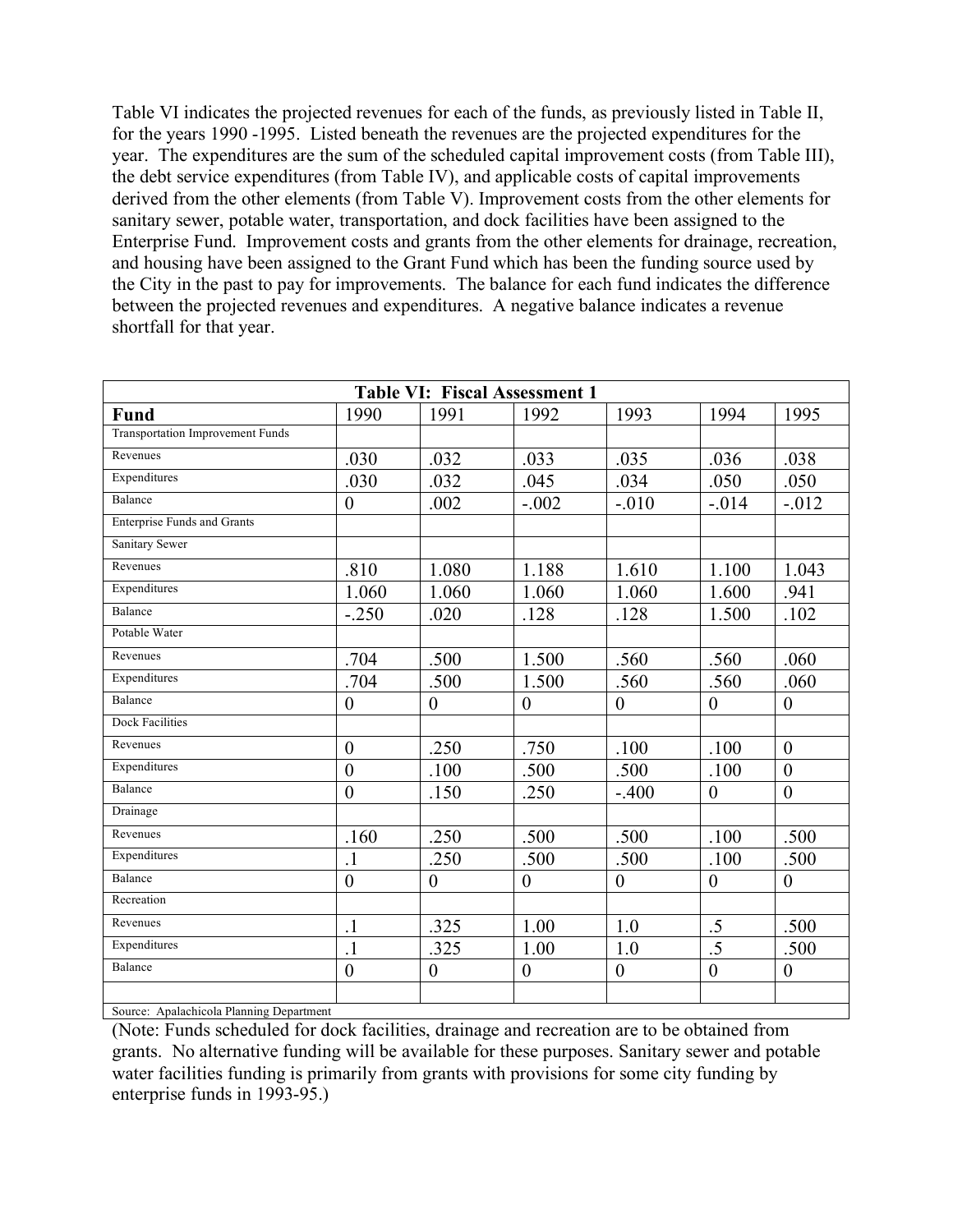Table VI indicates the projected revenues for each of the funds, as previously listed in Table II, for the years 1990 -1995. Listed beneath the revenues are the projected expenditures for the year. The expenditures are the sum of the scheduled capital improvement costs (from Table III), the debt service expenditures (from Table IV), and applicable costs of capital improvements derived from the other elements (from Table V). Improvement costs from the other elements for sanitary sewer, potable water, transportation, and dock facilities have been assigned to the Enterprise Fund. Improvement costs and grants from the other elements for drainage, recreation, and housing have been assigned to the Grant Fund which has been the funding source used by the City in the past to pay for improvements. The balance for each fund indicates the difference between the projected revenues and expenditures. A negative balance indicates a revenue shortfall for that year.

| **Table VI: Fiscal Assessment 1** | | | | | | |
|---|---|---|---|---|---|---|
| **Fund** | 1990 | 1991 | 1992 | 1993 | 1994 | 1995 |
| Transportation Improvement Funds | | | | | | |
| Revenues | .030 | .032 | .033 | .035 | .036 | .038 |
| Expenditures | .030 | .032 | .045 | .034 | .050 | .050 |
| Balance | 0 | .002 | -.002 | -.010 | -.014 | -.012 |
| Enterprise Funds and Grants | | | | | | |
| Sanitary Sewer | | | | | | |
| Revenues | .810 | 1.080 | 1.188 | 1.610 | 1.100 | 1.043 |
| Expenditures | 1.060 | 1.060 | 1.060 | 1.060 | 1.600 | .941 |
| Balance | -.250 | .020 | .128 | .128 | 1.500 | .102 |
| Potable Water | | | | | | |
| Revenues | .704 | .500 | 1.500 | .560 | .560 | .060 |
| Expenditures | .704 | .500 | 1.500 | .560 | .560 | .060 |
| Balance | 0 | 0 | 0 | 0 | 0 | 0 |
| Dock Facilities | | | | | | |
| Revenues | 0 | .250 | .750 | .100 | .100 | 0 |
| Expenditures | 0 | .100 | .500 | .500 | .100 | 0 |
| Balance | 0 | .150 | .250 | -.400 | 0 | 0 |
| Drainage | | | | | | |
| Revenues | .160 | .250 | .500 | .500 | .100 | .500 |
| Expenditures | .1 | .250 | .500 | .500 | .100 | .500 |
| Balance | 0 | 0 | 0 | 0 | 0 | 0 |
| Recreation | | | | | | |
| Revenues | .1 | .325 | 1.00 | 1.0 | .5 | .500 |
| Expenditures | .1 | .325 | 1.00 | 1.0 | .5 | .500 |
| Balance | 0 | 0 | 0 | 0 | 0 | 0 |
| | | | | | | |
| Source: Apalachicola Planning Department | | | | | | |

(Note: Funds scheduled for dock facilities, drainage and recreation are to be obtained from grants. No alternative funding will be available for these purposes. Sanitary sewer and potable water facilities funding is primarily from grants with provisions for some city funding by enterprise funds in 1993-95.)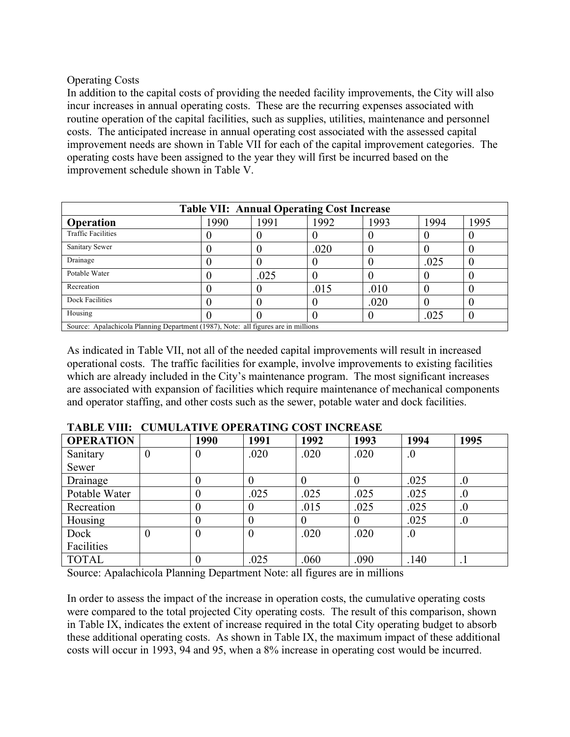Operating Costs

In addition to the capital costs of providing the needed facility improvements, the City will also incur increases in annual operating costs. These are the recurring expenses associated with routine operation of the capital facilities, such as supplies, utilities, maintenance and personnel costs. The anticipated increase in annual operating cost associated with the assessed capital improvement needs are shown in Table VII for each of the capital improvement categories. The operating costs have been assigned to the year they will first be incurred based on the improvement schedule shown in Table V.

| **Table VII: Annual Operating Cost Increase** | | | | | | |
|---|---|---|---|---|---|---|
| **Operation** | 1990 | 1991 | 1992 | 1993 | 1994 | 1995 |
| Traffic Facilities | 0 | 0 | 0 | 0 | 0 | 0 |
| Sanitary Sewer | 0 | 0 | .020 | 0 | 0 | 0 |
| Drainage | 0 | 0 | 0 | 0 | .025 | 0 |
| Potable Water | 0 | .025 | 0 | 0 | 0 | 0 |
| Recreation | 0 | 0 | .015 | .010 | 0 | 0 |
| Dock Facilities | 0 | 0 | 0 | .020 | 0 | 0 |
| Housing | 0 | 0 | 0 | 0 | .025 | 0 |
| Source: Apalachicola Planning Department (1987), Note: all figures are in millions | | | | | | |

As indicated in Table VII, not all of the needed capital improvements will result in increased operational costs. The traffic facilities for example, involve improvements to existing facilities which are already included in the City's maintenance program. The most significant increases are associated with expansion of facilities which require maintenance of mechanical components and operator staffing, and other costs such as the sewer, potable water and dock facilities.

**TABLE VIII: CUMULATIVE OPERATING COST INCREASE**

| **OPERATION** | | **1990** | **1991** | **1992** | **1993** | **1994** | **1995** |
|---|---|---|---|---|---|---|---|
| Sanitary Sewer | 0 | 0 | .020 | .020 | .020 | .0 | |
| Drainage | | 0 | 0 | 0 | 0 | .025 | .0 |
| Potable Water | | 0 | .025 | .025 | .025 | .025 | .0 |
| Recreation | | 0 | 0 | .015 | .025 | .025 | .0 |
| Housing | | 0 | 0 | 0 | 0 | .025 | .0 |
| Dock Facilities | 0 | 0 | 0 | .020 | .020 | .0 | |
| TOTAL | | 0 | .025 | .060 | .090 | .140 | .1 |

Source: Apalachicola Planning Department Note: all figures are in millions

In order to assess the impact of the increase in operation costs, the cumulative operating costs were compared to the total projected City operating costs. The result of this comparison, shown in Table IX, indicates the extent of increase required in the total City operating budget to absorb these additional operating costs. As shown in Table IX, the maximum impact of these additional costs will occur in 1993, 94 and 95, when a 8% increase in operating cost would be incurred.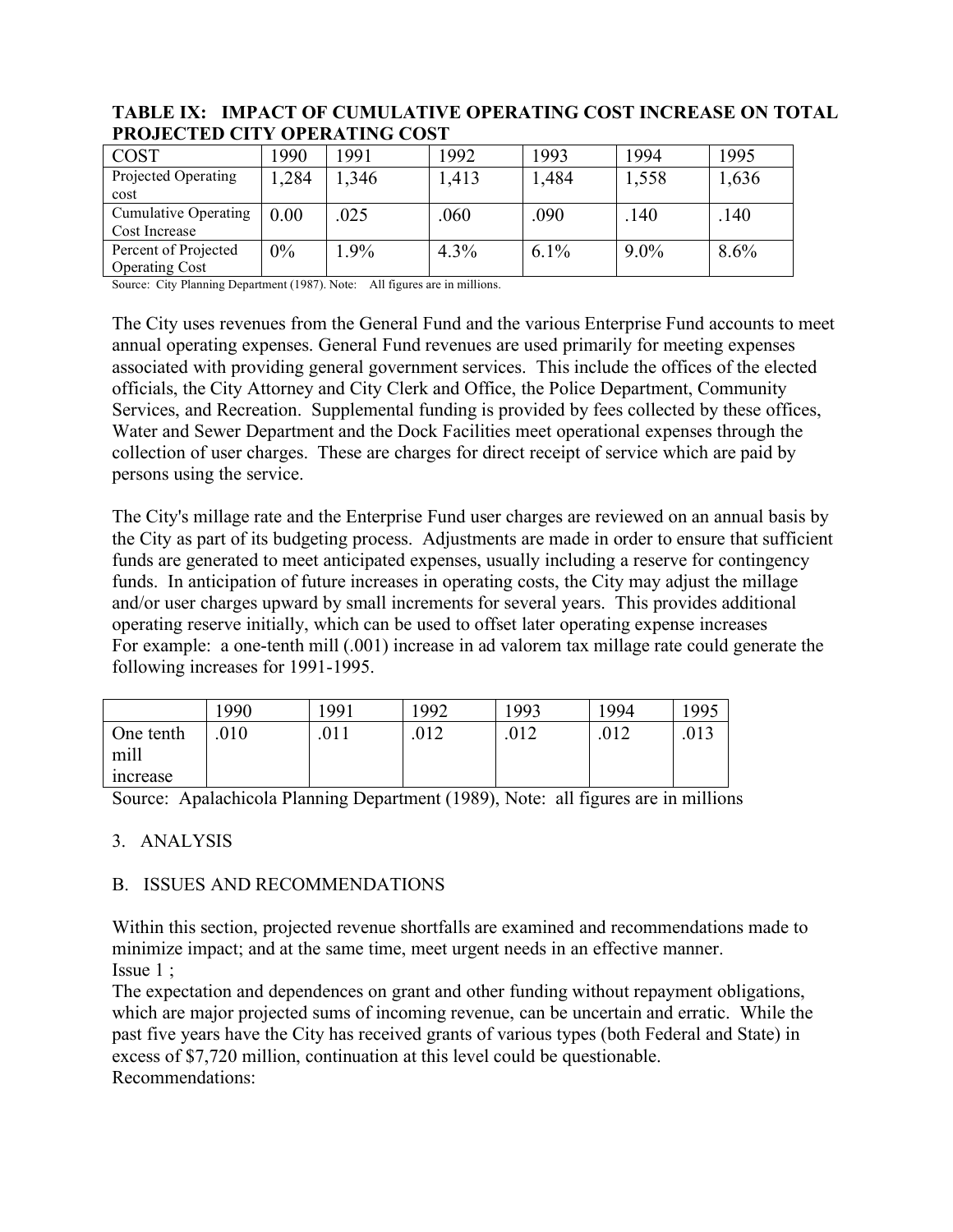**TABLE IX: IMPACT OF CUMULATIVE OPERATING COST INCREASE ON TOTAL PROJECTED CITY OPERATING COST**

| COST | 1990 | 1991 | 1992 | 1993 | 1994 | 1995 |
|---|---|---|---|---|---|---|
| Projected Operating cost | 1,284 | 1,346 | 1,413 | 1,484 | 1,558 | 1,636 |
| Cumulative Operating Cost Increase | 0.00 | .025 | .060 | .090 | .140 | .140 |
| Percent of Projected Operating Cost | 0% | 1.9% | 4.3% | 6.1% | 9.0% | 8.6% |

Source: City Planning Department (1987). Note: All figures are in millions.

The City uses revenues from the General Fund and the various Enterprise Fund accounts to meet annual operating expenses. General Fund revenues are used primarily for meeting expenses associated with providing general government services. This include the offices of the elected officials, the City Attorney and City Clerk and Office, the Police Department, Community Services, and Recreation. Supplemental funding is provided by fees collected by these offices, Water and Sewer Department and the Dock Facilities meet operational expenses through the collection of user charges. These are charges for direct receipt of service which are paid by persons using the service.

The City's millage rate and the Enterprise Fund user charges are reviewed on an annual basis by the City as part of its budgeting process. Adjustments are made in order to ensure that sufficient funds are generated to meet anticipated expenses, usually including a reserve for contingency funds. In anticipation of future increases in operating costs, the City may adjust the millage and/or user charges upward by small increments for several years. This provides additional operating reserve initially, which can be used to offset later operating expense increases For example: a one-tenth mill (.001) increase in ad valorem tax millage rate could generate the following increases for 1991-1995.

| | 1990 | 1991 | 1992 | 1993 | 1994 | 1995 |
|---|---|---|---|---|---|---|
| One tenth mill increase | .010 | .011 | .012 | .012 | .012 | .013 |

Source: Apalachicola Planning Department (1989), Note: all figures are in millions

3. ANALYSIS

B. ISSUES AND RECOMMENDATIONS

Within this section, projected revenue shortfalls are examined and recommendations made to minimize impact; and at the same time, meet urgent needs in an effective manner.

Issue 1 ;

The expectation and dependences on grant and other funding without repayment obligations, which are major projected sums of incoming revenue, can be uncertain and erratic. While the past five years have the City has received grants of various types (both Federal and State) in excess of $7,720 million, continuation at this level could be questionable.

Recommendations: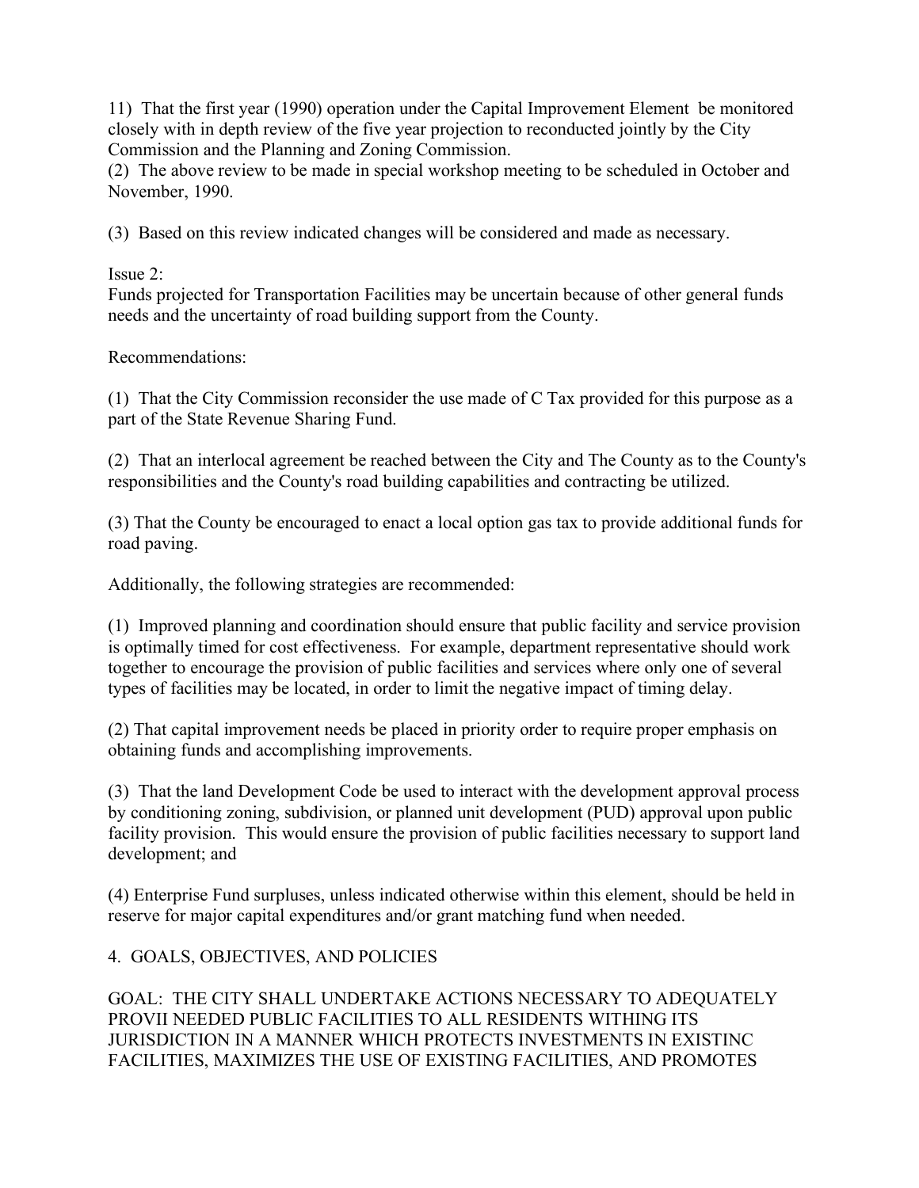11) That the first year (1990) operation under the Capital Improvement Element be monitored closely with in depth review of the five year projection to reconducted jointly by the City Commission and the Planning and Zoning Commission.
(2) The above review to be made in special workshop meeting to be scheduled in October and November, 1990.

(3) Based on this review indicated changes will be considered and made as necessary.

Issue 2:
Funds projected for Transportation Facilities may be uncertain because of other general funds needs and the uncertainty of road building support from the County.

Recommendations:

(1) That the City Commission reconsider the use made of C Tax provided for this purpose as a part of the State Revenue Sharing Fund.

(2) That an interlocal agreement be reached between the City and The County as to the County's responsibilities and the County's road building capabilities and contracting be utilized.

(3) That the County be encouraged to enact a local option gas tax to provide additional funds for road paving.

Additionally, the following strategies are recommended:

(1) Improved planning and coordination should ensure that public facility and service provision is optimally timed for cost effectiveness. For example, department representative should work together to encourage the provision of public facilities and services where only one of several types of facilities may be located, in order to limit the negative impact of timing delay.

(2) That capital improvement needs be placed in priority order to require proper emphasis on obtaining funds and accomplishing improvements.

(3) That the land Development Code be used to interact with the development approval process by conditioning zoning, subdivision, or planned unit development (PUD) approval upon public facility provision. This would ensure the provision of public facilities necessary to support land development; and

(4) Enterprise Fund surpluses, unless indicated otherwise within this element, should be held in reserve for major capital expenditures and/or grant matching fund when needed.

## 4. GOALS, OBJECTIVES, AND POLICIES

GOAL: THE CITY SHALL UNDERTAKE ACTIONS NECESSARY TO ADEQUATELY PROVII NEEDED PUBLIC FACILITIES TO ALL RESIDENTS WITHING ITS JURISDICTION IN A MANNER WHICH PROTECTS INVESTMENTS IN EXISTINC FACILITIES, MAXIMIZES THE USE OF EXISTING FACILITIES, AND PROMOTES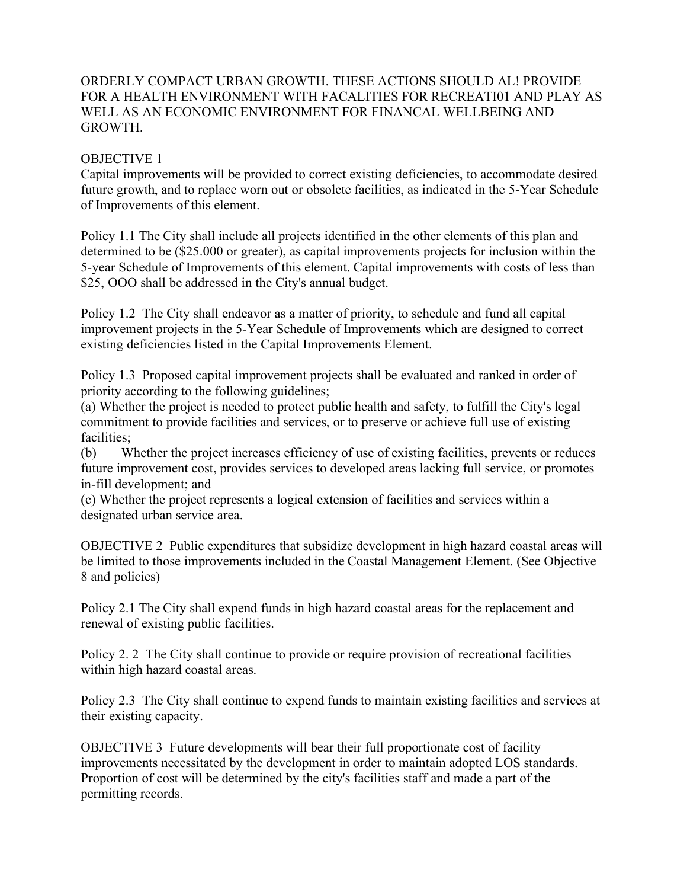ORDERLY COMPACT URBAN GROWTH. THESE ACTIONS SHOULD AL! PROVIDE FOR A HEALTH ENVIRONMENT WITH FACALITIES FOR RECREATI01 AND PLAY AS WELL AS AN ECONOMIC ENVIRONMENT FOR FINANCAL WELLBEING AND GROWTH.

OBJECTIVE 1
Capital improvements will be provided to correct existing deficiencies, to accommodate desired future growth, and to replace worn out or obsolete facilities, as indicated in the 5-Year Schedule of Improvements of this element.

Policy 1.1 The City shall include all projects identified in the other elements of this plan and determined to be ($25.000 or greater), as capital improvements projects for inclusion within the 5-year Schedule of Improvements of this element. Capital improvements with costs of less than $25, OOO shall be addressed in the City's annual budget.

Policy 1.2 The City shall endeavor as a matter of priority, to schedule and fund all capital improvement projects in the 5-Year Schedule of Improvements which are designed to correct existing deficiencies listed in the Capital Improvements Element.

Policy 1.3 Proposed capital improvement projects shall be evaluated and ranked in order of priority according to the following guidelines;
(a) Whether the project is needed to protect public health and safety, to fulfill the City's legal commitment to provide facilities and services, or to preserve or achieve full use of existing facilities;
(b) Whether the project increases efficiency of use of existing facilities, prevents or reduces future improvement cost, provides services to developed areas lacking full service, or promotes in-fill development; and
(c) Whether the project represents a logical extension of facilities and services within a designated urban service area.

OBJECTIVE 2 Public expenditures that subsidize development in high hazard coastal areas will be limited to those improvements included in the Coastal Management Element. (See Objective 8 and policies)

Policy 2.1 The City shall expend funds in high hazard coastal areas for the replacement and renewal of existing public facilities.

Policy 2. 2 The City shall continue to provide or require provision of recreational facilities within high hazard coastal areas.

Policy 2.3 The City shall continue to expend funds to maintain existing facilities and services at their existing capacity.

OBJECTIVE 3 Future developments will bear their full proportionate cost of facility improvements necessitated by the development in order to maintain adopted LOS standards. Proportion of cost will be determined by the city's facilities staff and made a part of the permitting records.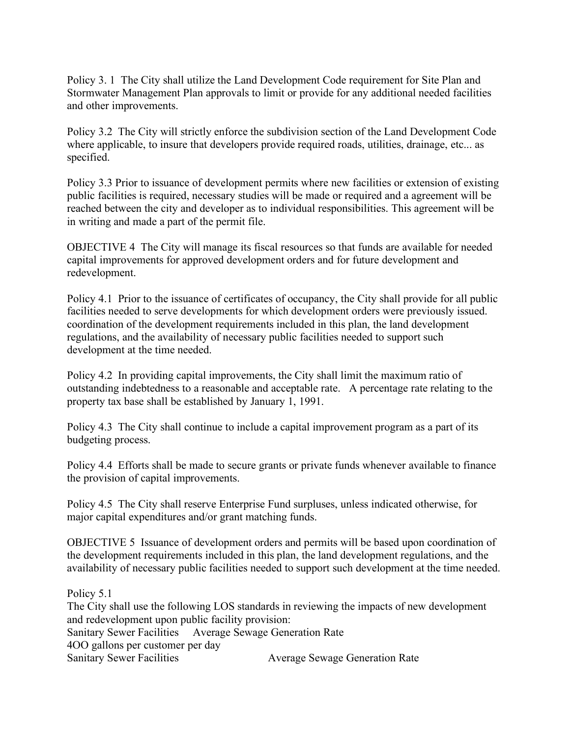Policy 3. 1 The City shall utilize the Land Development Code requirement for Site Plan and Stormwater Management Plan approvals to limit or provide for any additional needed facilities and other improvements.

Policy 3.2 The City will strictly enforce the subdivision section of the Land Development Code where applicable, to insure that developers provide required roads, utilities, drainage, etc... as specified.

Policy 3.3 Prior to issuance of development permits where new facilities or extension of existing public facilities is required, necessary studies will be made or required and a agreement will be reached between the city and developer as to individual responsibilities. This agreement will be in writing and made a part of the permit file.

OBJECTIVE 4 The City will manage its fiscal resources so that funds are available for needed capital improvements for approved development orders and for future development and redevelopment.

Policy 4.1 Prior to the issuance of certificates of occupancy, the City shall provide for all public facilities needed to serve developments for which development orders were previously issued. coordination of the development requirements included in this plan, the land development regulations, and the availability of necessary public facilities needed to support such development at the time needed.

Policy 4.2 In providing capital improvements, the City shall limit the maximum ratio of outstanding indebtedness to a reasonable and acceptable rate. A percentage rate relating to the property tax base shall be established by January 1, 1991.

Policy 4.3 The City shall continue to include a capital improvement program as a part of its budgeting process.

Policy 4.4 Efforts shall be made to secure grants or private funds whenever available to finance the provision of capital improvements.

Policy 4.5 The City shall reserve Enterprise Fund surpluses, unless indicated otherwise, for major capital expenditures and/or grant matching funds.

OBJECTIVE 5 Issuance of development orders and permits will be based upon coordination of the development requirements included in this plan, the land development regulations, and the availability of necessary public facilities needed to support such development at the time needed.

Policy 5.1
The City shall use the following LOS standards in reviewing the impacts of new development and redevelopment upon public facility provision:
Sanitary Sewer Facilities Average Sewage Generation Rate
4OO gallons per customer per day
Sanitary Sewer Facilities Average Sewage Generation Rate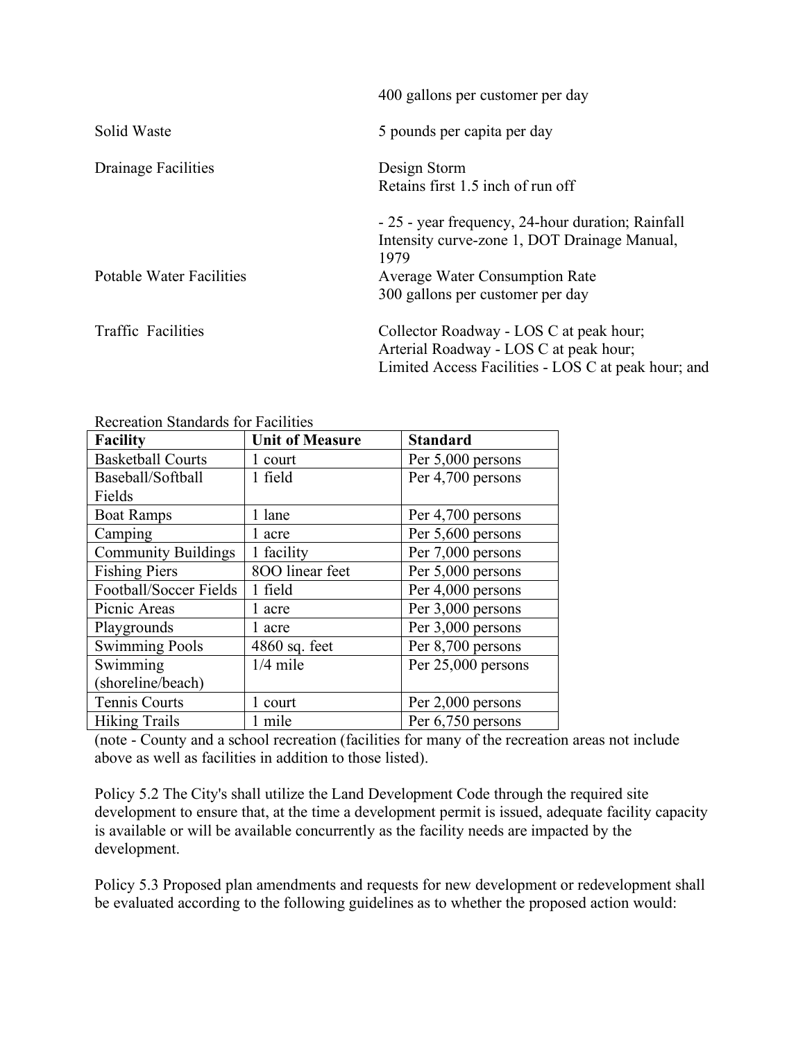| | |
|---|---|
| | 400 gallons per customer per day |
| Solid Waste | 5 pounds per capita per day |
| Drainage Facilities | Design Storm<br>Retains first 1.5 inch of run off<br><br>- 25 - year frequency, 24-hour duration; Rainfall Intensity curve-zone 1, DOT Drainage Manual, 1979 |
| Potable Water Facilities | Average Water Consumption Rate<br>300 gallons per customer per day |
| Traffic Facilities | Collector Roadway - LOS C at peak hour;<br>Arterial Roadway - LOS C at peak hour;<br>Limited Access Facilities - LOS C at peak hour; and |

Recreation Standards for Facilities

| Facility | Unit of Measure | Standard |
|---|---|---|
| Basketball Courts | 1 court | Per 5,000 persons |
| Baseball/Softball Fields | 1 field | Per 4,700 persons |
| Boat Ramps | 1 lane | Per 4,700 persons |
| Camping | 1 acre | Per 5,600 persons |
| Community Buildings | 1 facility | Per 7,000 persons |
| Fishing Piers | 8OO linear feet | Per 5,000 persons |
| Football/Soccer Fields | 1 field | Per 4,000 persons |
| Picnic Areas | 1 acre | Per 3,000 persons |
| Playgrounds | 1 acre | Per 3,000 persons |
| Swimming Pools | 4860 sq. feet | Per 8,700 persons |
| Swimming (shoreline/beach) | 1/4 mile | Per 25,000 persons |
| Tennis Courts | 1 court | Per 2,000 persons |
| Hiking Trails | 1 mile | Per 6,750 persons |

(note - County and a school recreation (facilities for many of the recreation areas not include above as well as facilities in addition to those listed).

Policy 5.2 The City's shall utilize the Land Development Code through the required site development to ensure that, at the time a development permit is issued, adequate facility capacity is available or will be available concurrently as the facility needs are impacted by the development.

Policy 5.3 Proposed plan amendments and requests for new development or redevelopment shall be evaluated according to the following guidelines as to whether the proposed action would: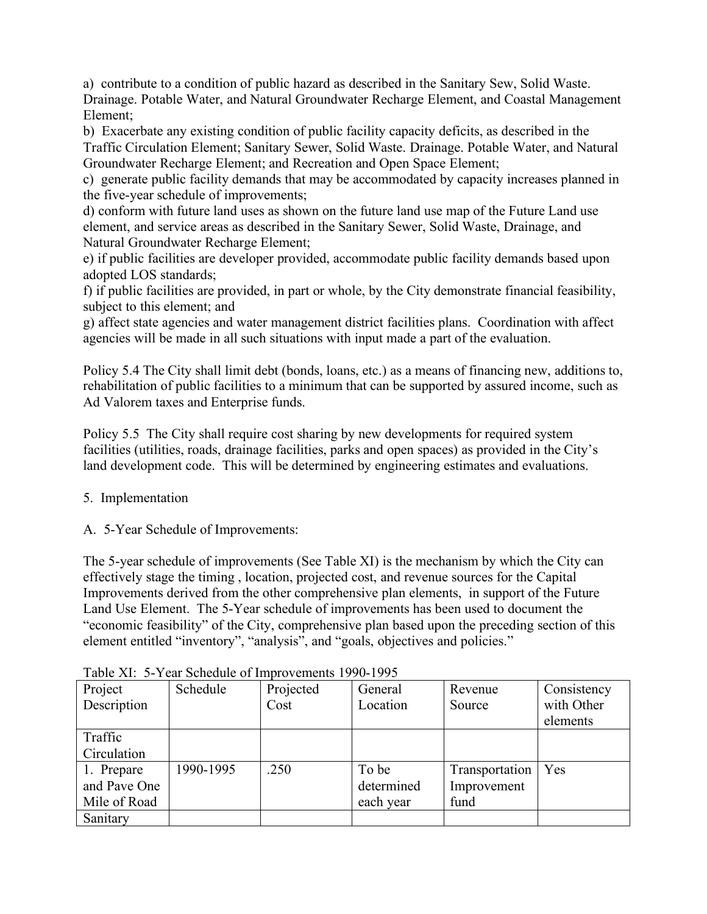a) contribute to a condition of public hazard as described in the Sanitary Sew, Solid Waste. Drainage. Potable Water, and Natural Groundwater Recharge Element, and Coastal Management Element;

b) Exacerbate any existing condition of public facility capacity deficits, as described in the Traffic Circulation Element; Sanitary Sewer, Solid Waste. Drainage. Potable Water, and Natural Groundwater Recharge Element; and Recreation and Open Space Element;

c) generate public facility demands that may be accommodated by capacity increases planned in the five-year schedule of improvements;

d) conform with future land uses as shown on the future land use map of the Future Land use element, and service areas as described in the Sanitary Sewer, Solid Waste, Drainage, and Natural Groundwater Recharge Element;

e) if public facilities are developer provided, accommodate public facility demands based upon adopted LOS standards;

f) if public facilities are provided, in part or whole, by the City demonstrate financial feasibility, subject to this element; and

g) affect state agencies and water management district facilities plans. Coordination with affect agencies will be made in all such situations with input made a part of the evaluation.

Policy 5.4 The City shall limit debt (bonds, loans, etc.) as a means of financing new, additions to, rehabilitation of public facilities to a minimum that can be supported by assured income, such as Ad Valorem taxes and Enterprise funds.

Policy 5.5 The City shall require cost sharing by new developments for required system facilities (utilities, roads, drainage facilities, parks and open spaces) as provided in the City's land development code. This will be determined by engineering estimates and evaluations.

5. Implementation

A. 5-Year Schedule of Improvements:

The 5-year schedule of improvements (See Table XI) is the mechanism by which the City can effectively stage the timing , location, projected cost, and revenue sources for the Capital Improvements derived from the other comprehensive plan elements, in support of the Future Land Use Element. The 5-Year schedule of improvements has been used to document the "economic feasibility" of the City, comprehensive plan based upon the preceding section of this element entitled "inventory", "analysis", and "goals, objectives and policies."

Table XI: 5-Year Schedule of Improvements 1990-1995

| Project Description | Schedule | Projected Cost | General Location | Revenue Source | Consistency with Other elements |
|---|---|---|---|---|---|
| Traffic Circulation | | | | | |
| 1. Prepare and Pave One Mile of Road | 1990-1995 | .250 | To be determined each year | Transportation Improvement fund | Yes |
| Sanitary | | | | | |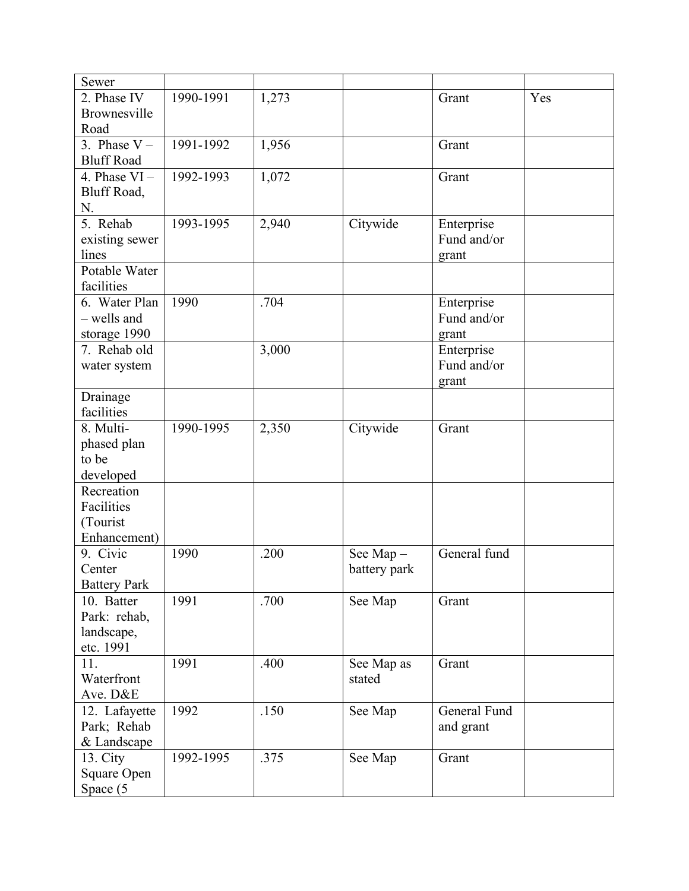| | | | | | |
|---|---|---|---|---|---|
| Sewer | | | | | |
| 2. Phase IV Brownesville Road | 1990-1991 | 1,273 | | Grant | Yes |
| 3. Phase V – Bluff Road | 1991-1992 | 1,956 | | Grant | |
| 4. Phase VI – Bluff Road, N. | 1992-1993 | 1,072 | | Grant | |
| 5. Rehab existing sewer lines | 1993-1995 | 2,940 | Citywide | Enterprise Fund and/or grant | |
| Potable Water facilities | | | | | |
| 6. Water Plan – wells and storage 1990 | 1990 | .704 | | Enterprise Fund and/or grant | |
| 7. Rehab old water system | | 3,000 | | Enterprise Fund and/or grant | |
| Drainage facilities | | | | | |
| 8. Multi-phased plan to be developed | 1990-1995 | 2,350 | Citywide | Grant | |
| Recreation Facilities (Tourist Enhancement) | | | | | |
| 9. Civic Center Battery Park | 1990 | .200 | See Map – battery park | General fund | |
| 10. Batter Park: rehab, landscape, etc. 1991 | 1991 | .700 | See Map | Grant | |
| 11. Waterfront Ave. D&E | 1991 | .400 | See Map as stated | Grant | |
| 12. Lafayette Park; Rehab & Landscape | 1992 | .150 | See Map | General Fund and grant | |
| 13. City Square Open Space (5 | 1992-1995 | .375 | See Map | Grant | |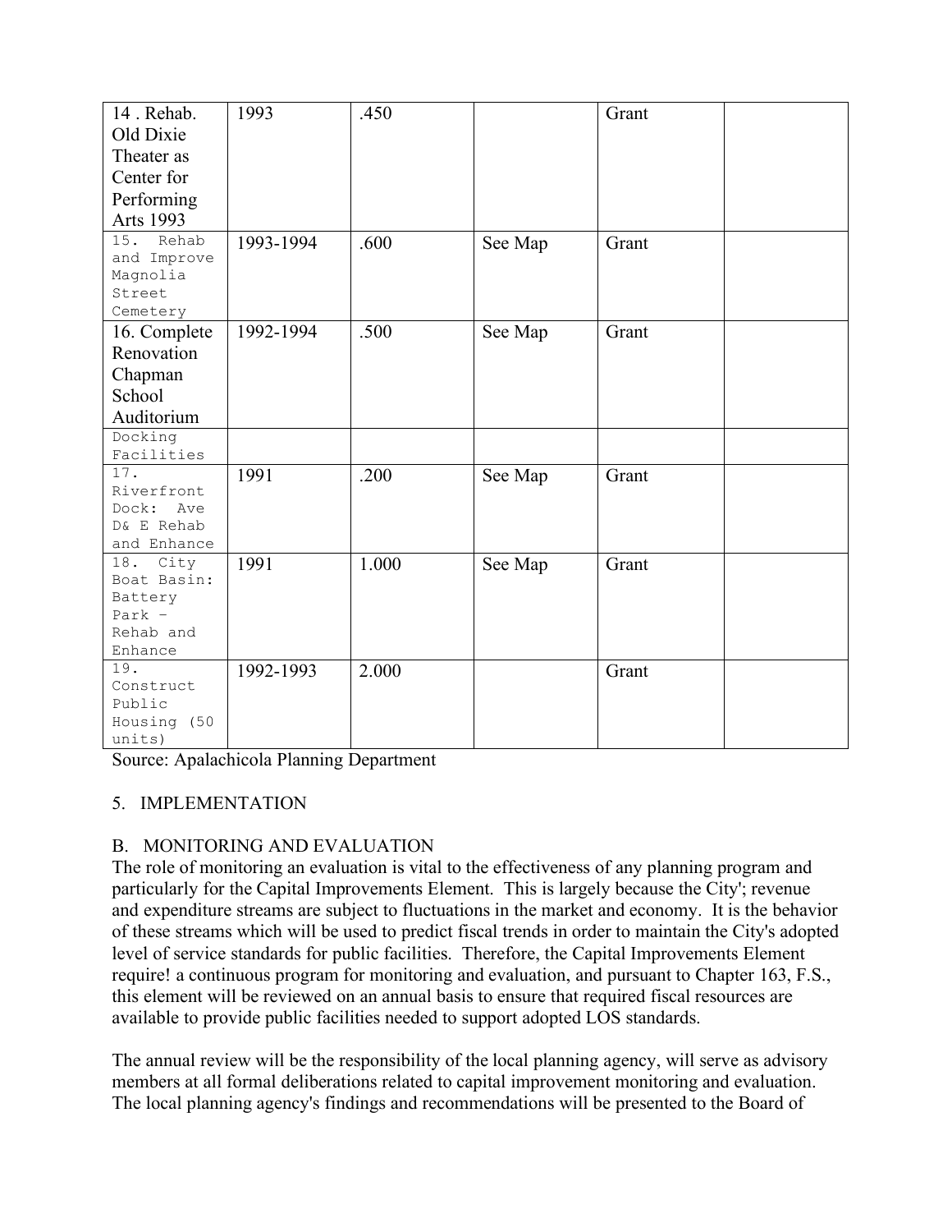| | | | | | |
|---|---|---|---|---|---|
| 14 . Rehab. Old Dixie Theater as Center for Performing Arts 1993 | 1993 | .450 | | Grant | |
| 15. Rehab and Improve Magnolia Street Cemetery | 1993-1994 | .600 | See Map | Grant | |
| 16. Complete Renovation Chapman School Auditorium | 1992-1994 | .500 | See Map | Grant | |
| Docking Facilities | | | | | |
| 17. Riverfront Dock: Ave D& E Rehab and Enhance | 1991 | .200 | See Map | Grant | |
| 18. City Boat Basin: Battery Park – Rehab and Enhance | 1991 | 1.000 | See Map | Grant | |
| 19. Construct Public Housing (50 units) | 1992-1993 | 2.000 | | Grant | |

Source: Apalachicola Planning Department

5. IMPLEMENTATION

B. MONITORING AND EVALUATION

The role of monitoring an evaluation is vital to the effectiveness of any planning program and particularly for the Capital Improvements Element. This is largely because the City'; revenue and expenditure streams are subject to fluctuations in the market and economy. It is the behavior of these streams which will be used to predict fiscal trends in order to maintain the City's adopted level of service standards for public facilities. Therefore, the Capital Improvements Element require! a continuous program for monitoring and evaluation, and pursuant to Chapter 163, F.S., this element will be reviewed on an annual basis to ensure that required fiscal resources are available to provide public facilities needed to support adopted LOS standards.

The annual review will be the responsibility of the local planning agency, will serve as advisory members at all formal deliberations related to capital improvement monitoring and evaluation. The local planning agency's findings and recommendations will be presented to the Board of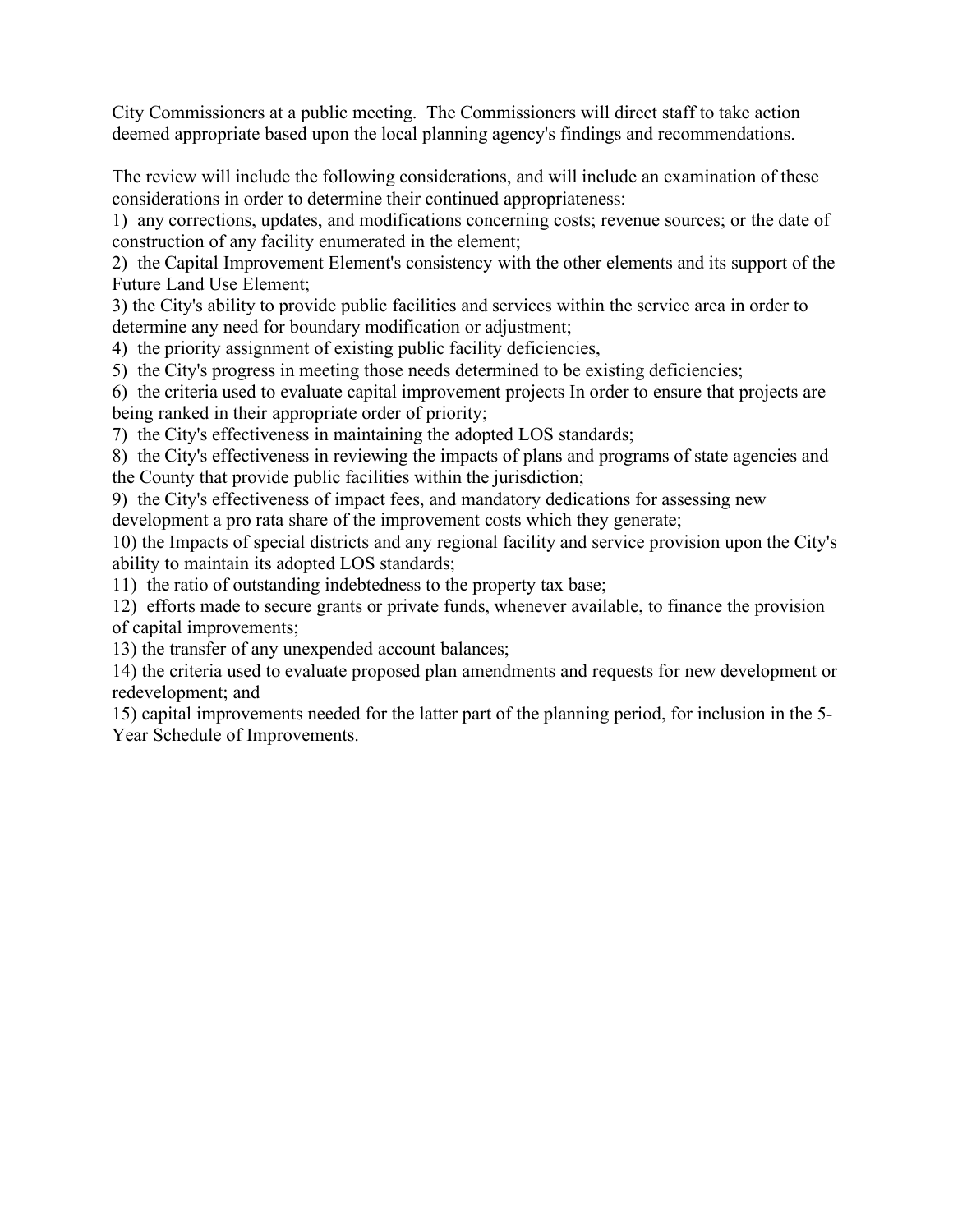City Commissioners at a public meeting. The Commissioners will direct staff to take action deemed appropriate based upon the local planning agency's findings and recommendations.

The review will include the following considerations, and will include an examination of these considerations in order to determine their continued appropriateness:

1) any corrections, updates, and modifications concerning costs; revenue sources; or the date of construction of any facility enumerated in the element;
2) the Capital Improvement Element's consistency with the other elements and its support of the Future Land Use Element;
3) the City's ability to provide public facilities and services within the service area in order to determine any need for boundary modification or adjustment;
4) the priority assignment of existing public facility deficiencies,
5) the City's progress in meeting those needs determined to be existing deficiencies;
6) the criteria used to evaluate capital improvement projects In order to ensure that projects are being ranked in their appropriate order of priority;
7) the City's effectiveness in maintaining the adopted LOS standards;
8) the City's effectiveness in reviewing the impacts of plans and programs of state agencies and the County that provide public facilities within the jurisdiction;
9) the City's effectiveness of impact fees, and mandatory dedications for assessing new development a pro rata share of the improvement costs which they generate;
10) the Impacts of special districts and any regional facility and service provision upon the City's ability to maintain its adopted LOS standards;
11) the ratio of outstanding indebtedness to the property tax base;
12) efforts made to secure grants or private funds, whenever available, to finance the provision of capital improvements;
13) the transfer of any unexpended account balances;
14) the criteria used to evaluate proposed plan amendments and requests for new development or redevelopment; and
15) capital improvements needed for the latter part of the planning period, for inclusion in the 5-Year Schedule of Improvements.